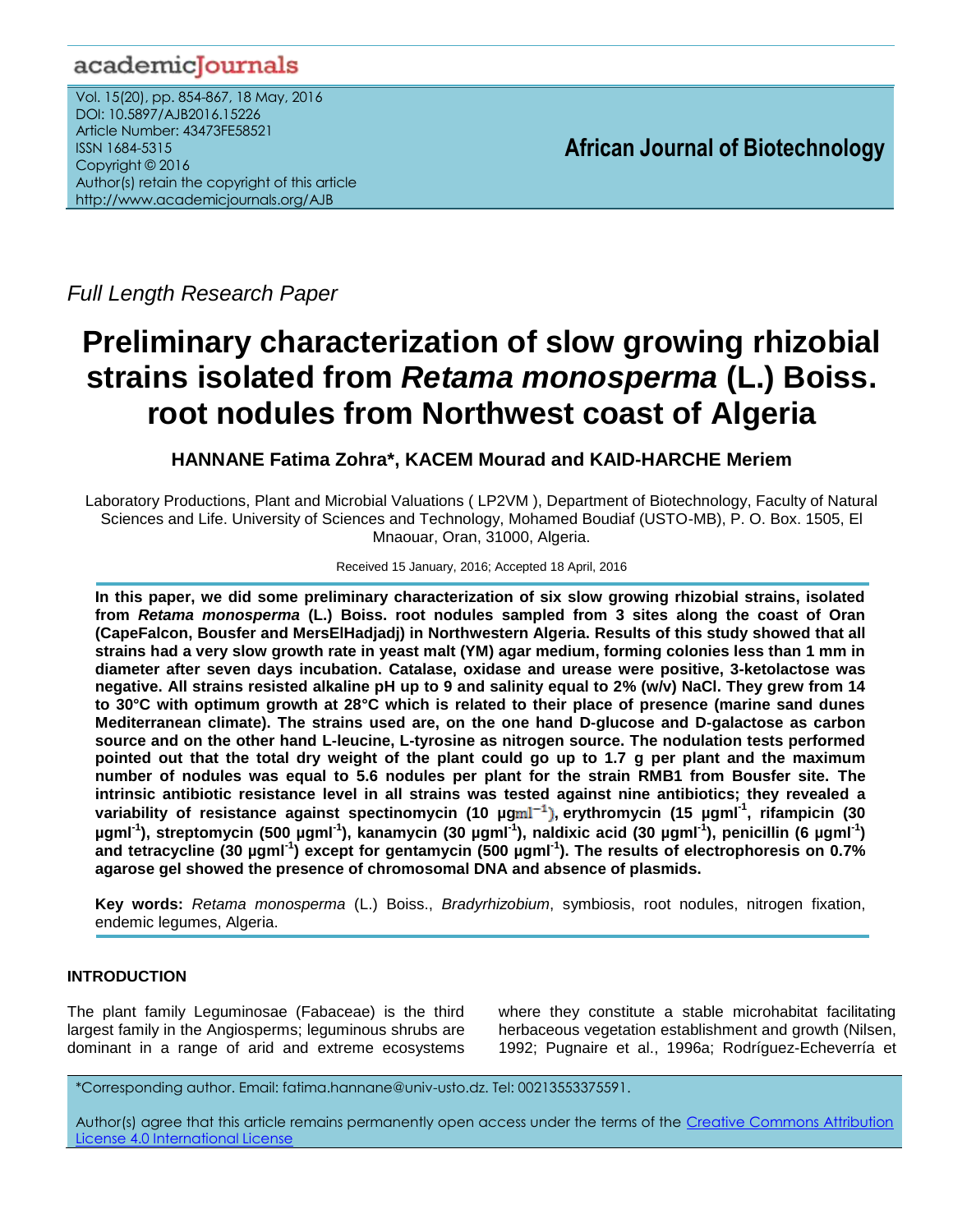*Full Length Research Paper*

# Preliminary characterization of slow growing rhizobial strains isolated from *Retama monosperma* (L.) Boiss. root nodules from Northwest coast of Algeria

**HANNANE Fatima Zohra\*, KACEM Mourad and KAID-HARCHE Meriem**

Laboratory Productions, Plant and Microbial Valuations ( LP2VM ), Department of Biotechnology, Faculty of Natural Sciences and Life. University of Sciences and Technology, Mohamed Boudiaf (USTO-MB), P. O. Box. 1505, El Mnaouar, Oran, 31000, Algeria.

Received 15 January, 2016; Accepted 18 April, 2016

**In this paper, we did some preliminary characterization of six slow growing rhizobial strains, isolated from *Retama monosperma* (L.) Boiss. root nodules sampled from 3 sites along the coast of Oran (CapeFalcon, Bousfer and MersElHadjadj) in Northwestern Algeria. Results of this study showed that all strains had a very slow growth rate in yeast malt (YM) agar medium, forming colonies less than 1 mm in diameter after seven days incubation. Catalase, oxidase and urease were positive, 3-ketolactose was negative. All strains resisted alkaline pH up to 9 and salinity equal to 2% (w/v) NaCl. They grew from 14 to 30°C with optimum growth at 28°C which is related to their place of presence (marine sand dunes Mediterranean climate). The strains used are, on the one hand D-glucose and D-galactose as carbon source and on the other hand L-leucine, L-tyrosine as nitrogen source. The nodulation tests performed pointed out that the total dry weight of the plant could go up to 1.7 g per plant and the maximum number of nodules was equal to 5.6 nodules per plant for the strain RMB1 from Bousfer site. The intrinsic antibiotic resistance level in all strains was tested against nine antibiotics; they revealed a variability of resistance against spectinomycin (10 µg$ml^{-1}$), erythromycin (15 µg$ml^{-1}$, rifampicin (30 µg$ml^{-1}$), streptomycin (500 µg$ml^{-1}$), kanamycin (30 µg$ml^{-1}$), naldixic acid (30 µg$ml^{-1}$), penicillin (6 µg$ml^{-1}$) and tetracycline (30 µg$ml^{-1}$) except for gentamycin (500 µg$ml^{-1}$). The results of electrophoresis on 0.7% agarose gel showed the presence of chromosomal DNA and absence of plasmids.**

**Key words:** *Retama monosperma* (L.) Boiss., *Bradyrhizobium*, symbiosis, root nodules, nitrogen fixation, endemic legumes, Algeria.

## INTRODUCTION

The plant family Leguminosae (Fabaceae) is the third largest family in the Angiosperms; leguminous shrubs are dominant in a range of arid and extreme ecosystems where they constitute a stable microhabitat facilitating herbaceous vegetation establishment and growth (Nilsen, 1992; Pugnaire et al., 1996a; Rodríguez-Echeverría et

\*Corresponding author. Email: fatima.hannane@univ-usto.dz. Tel: 00213553375591.

Author(s) agree that this article remains permanently open access under the terms of the Creative Commons Attribution License 4.0 International License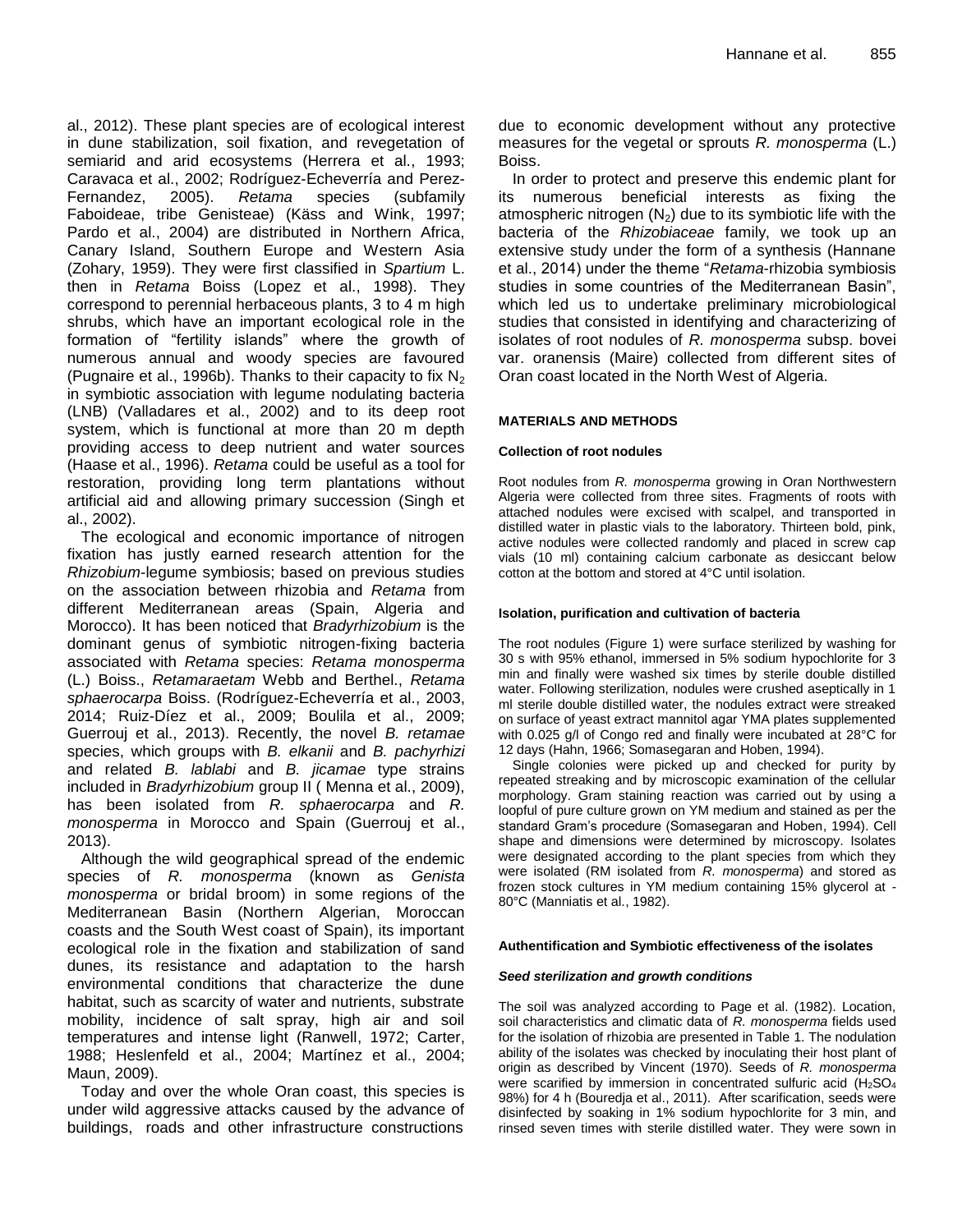al., 2012). These plant species are of ecological interest in dune stabilization, soil fixation, and revegetation of semiarid and arid ecosystems (Herrera et al., 1993; Caravaca et al., 2002; Rodríguez-Echeverría and Perez-Fernandez, 2005). *Retama* species (subfamily Faboideae, tribe Genisteae) (Käss and Wink, 1997; Pardo et al., 2004) are distributed in Northern Africa, Canary Island, Southern Europe and Western Asia (Zohary, 1959). They were first classified in *Spartium* L. then in *Retama* Boiss (Lopez et al., 1998). They correspond to perennial herbaceous plants, 3 to 4 m high shrubs, which have an important ecological role in the formation of "fertility islands" where the growth of numerous annual and woody species are favoured (Pugnaire et al., 1996b). Thanks to their capacity to fix $N_2$ in symbiotic association with legume nodulating bacteria (LNB) (Valladares et al., 2002) and to its deep root system, which is functional at more than 20 m depth providing access to deep nutrient and water sources (Haase et al., 1996). *Retama* could be useful as a tool for restoration, providing long term plantations without artificial aid and allowing primary succession (Singh et al., 2002).

The ecological and economic importance of nitrogen fixation has justly earned research attention for the *Rhizobium*-legume symbiosis; based on previous studies on the association between rhizobia and *Retama* from different Mediterranean areas (Spain, Algeria and Morocco). It has been noticed that *Bradyrhizobium* is the dominant genus of symbiotic nitrogen-fixing bacteria associated with *Retama* species: *Retama monosperma* (L.) Boiss., *Retamaraetam* Webb and Berthel., *Retama sphaerocarpa* Boiss. (Rodríguez-Echeverría et al., 2003, 2014; Ruiz-Díez et al., 2009; Boulila et al., 2009; Guerrouj et al., 2013). Recently, the novel *B. retamae* species, which groups with *B. elkanii* and *B. pachyrhizi* and related *B. lablabi* and *B. jicamae* type strains included in *Bradyrhizobium* group II ( Menna et al., 2009), has been isolated from *R. sphaerocarpa* and *R. monosperma* in Morocco and Spain (Guerrouj et al., 2013).

Although the wild geographical spread of the endemic species of *R. monosperma* (known as *Genista monosperma* or bridal broom) in some regions of the Mediterranean Basin (Northern Algerian, Moroccan coasts and the South West coast of Spain), its important ecological role in the fixation and stabilization of sand dunes, its resistance and adaptation to the harsh environmental conditions that characterize the dune habitat, such as scarcity of water and nutrients, substrate mobility, incidence of salt spray, high air and soil temperatures and intense light (Ranwell, 1972; Carter, 1988; Heslenfeld et al., 2004; Martínez et al., 2004; Maun, 2009).

Today and over the whole Oran coast, this species is under wild aggressive attacks caused by the advance of buildings, roads and other infrastructure constructions due to economic development without any protective measures for the vegetal or sprouts *R. monosperma* (L.) Boiss.

In order to protect and preserve this endemic plant for its numerous beneficial interests as fixing the atmospheric nitrogen ($N_2$) due to its symbiotic life with the bacteria of the *Rhizobiaceae* family, we took up an extensive study under the form of a synthesis (Hannane et al., 2014) under the theme "*Retama*-rhizobia symbiosis studies in some countries of the Mediterranean Basin", which led us to undertake preliminary microbiological studies that consisted in identifying and characterizing of isolates of root nodules of *R. monosperma* subsp. bovei var. oranensis (Maire) collected from different sites of Oran coast located in the North West of Algeria.

## MATERIALS AND METHODS

### Collection of root nodules

Root nodules from *R. monosperma* growing in Oran Northwestern Algeria were collected from three sites. Fragments of roots with attached nodules were excised with scalpel, and transported in distilled water in plastic vials to the laboratory. Thirteen bold, pink, active nodules were collected randomly and placed in screw cap vials (10 ml) containing calcium carbonate as desiccant below cotton at the bottom and stored at 4°C until isolation.

### Isolation, purification and cultivation of bacteria

The root nodules (Figure 1) were surface sterilized by washing for 30 s with 95% ethanol, immersed in 5% sodium hypochlorite for 3 min and finally were washed six times by sterile double distilled water. Following sterilization, nodules were crushed aseptically in 1 ml sterile double distilled water, the nodules extract were streaked on surface of yeast extract mannitol agar YMA plates supplemented with 0.025 g/l of Congo red and finally were incubated at 28°C for 12 days (Hahn, 1966; Somasegaran and Hoben, 1994).

Single colonies were picked up and checked for purity by repeated streaking and by microscopic examination of the cellular morphology. Gram staining reaction was carried out by using a loopful of pure culture grown on YM medium and stained as per the standard Gram's procedure (Somasegaran and Hoben, 1994). Cell shape and dimensions were determined by microscopy. Isolates were designated according to the plant species from which they were isolated (RM isolated from *R. monosperma*) and stored as frozen stock cultures in YM medium containing 15% glycerol at -80°C (Manniatis et al., 1982).

### Authentification and Symbiotic effectiveness of the isolates

#### *Seed sterilization and growth conditions*

The soil was analyzed according to Page et al. (1982). Location, soil characteristics and climatic data of *R. monosperma* fields used for the isolation of rhizobia are presented in Table 1. The nodulation ability of the isolates was checked by inoculating their host plant of origin as described by Vincent (1970). Seeds of *R. monosperma* were scarified by immersion in concentrated sulfuric acid ($H_2SO_4$ 98%) for 4 h (Bouredja et al., 2011). After scarification, seeds were disinfected by soaking in 1% sodium hypochlorite for 3 min, and rinsed seven times with sterile distilled water. They were sown in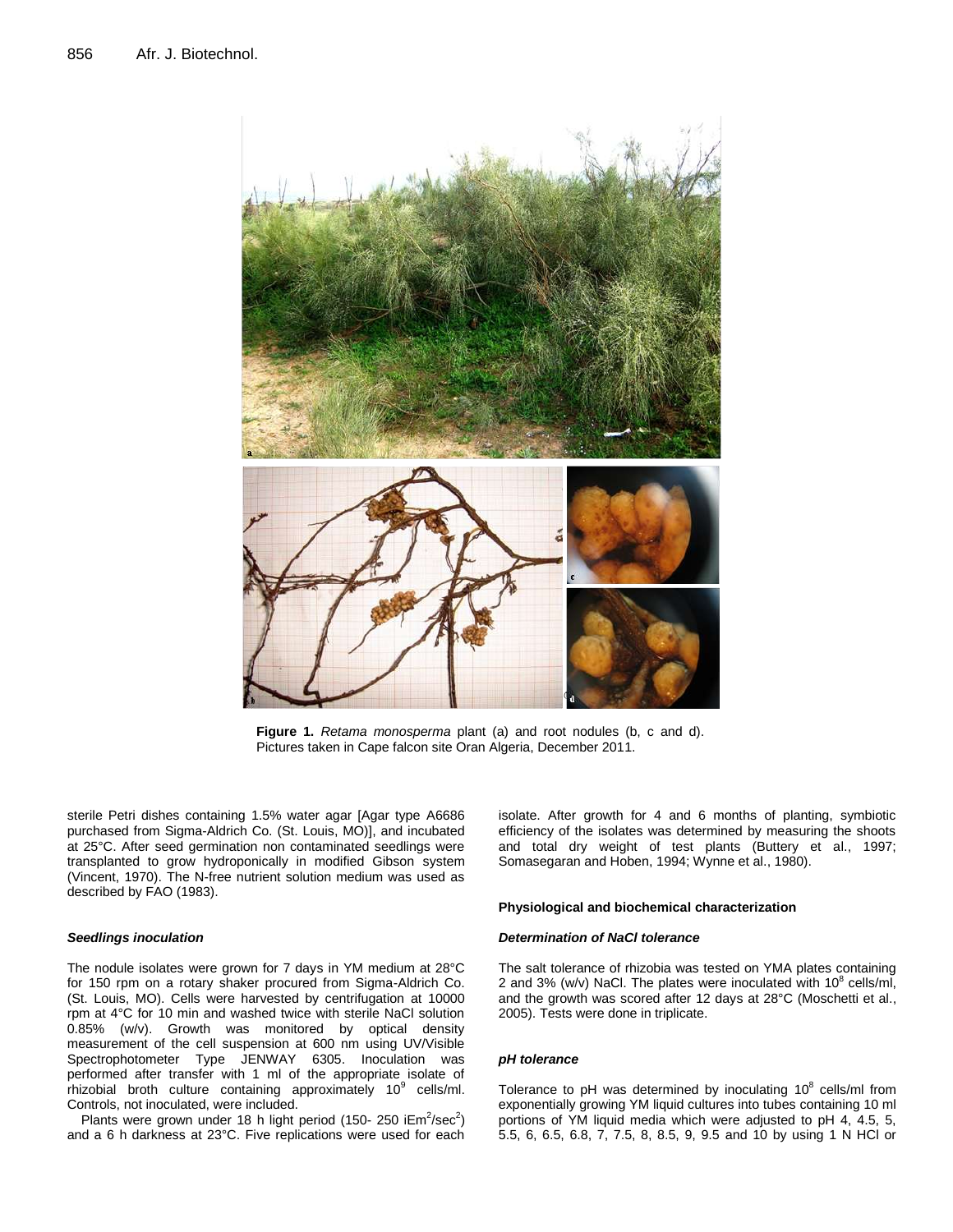**Figure 1.** *Retama monosperma* plant (a) and root nodules (b, c and d). Pictures taken in Cape falcon site Oran Algeria, December 2011.

sterile Petri dishes containing 1.5% water agar [Agar type A6686 purchased from Sigma-Aldrich Co. (St. Louis, MO)], and incubated at 25°C. After seed germination non contaminated seedlings were transplanted to grow hydroponically in modified Gibson system (Vincent, 1970). The N-free nutrient solution medium was used as described by FAO (1983).

### *Seedlings inoculation*

The nodule isolates were grown for 7 days in YM medium at 28°C for 150 rpm on a rotary shaker procured from Sigma-Aldrich Co. (St. Louis, MO). Cells were harvested by centrifugation at 10000 rpm at 4°C for 10 min and washed twice with sterile NaCl solution 0.85% (w/v). Growth was monitored by optical density measurement of the cell suspension at 600 nm using UV/Visible Spectrophotometer Type JENWAY 6305. Inoculation was performed after transfer with 1 ml of the appropriate isolate of rhizobial broth culture containing approximately $10^9$ cells/ml. Controls, not inoculated, were included.

Plants were grown under 18 h light period (150- 250 $iEm^2/sec^2$) and a 6 h darkness at 23°C. Five replications were used for each isolate. After growth for 4 and 6 months of planting, symbiotic efficiency of the isolates was determined by measuring the shoots and total dry weight of test plants (Buttery et al., 1997; Somasegaran and Hoben, 1994; Wynne et al., 1980).

## Physiological and biochemical characterization

### *Determination of NaCl tolerance*

The salt tolerance of rhizobia was tested on YMA plates containing 2 and 3% (w/v) NaCl. The plates were inoculated with $10^8$ cells/ml, and the growth was scored after 12 days at 28°C (Moschetti et al., 2005). Tests were done in triplicate.

### *pH tolerance*

Tolerance to pH was determined by inoculating $10^8$ cells/ml from exponentially growing YM liquid cultures into tubes containing 10 ml portions of YM liquid media which were adjusted to pH 4, 4.5, 5, 5.5, 6, 6.5, 6.8, 7, 7.5, 8, 8.5, 9, 9.5 and 10 by using 1 N HCl or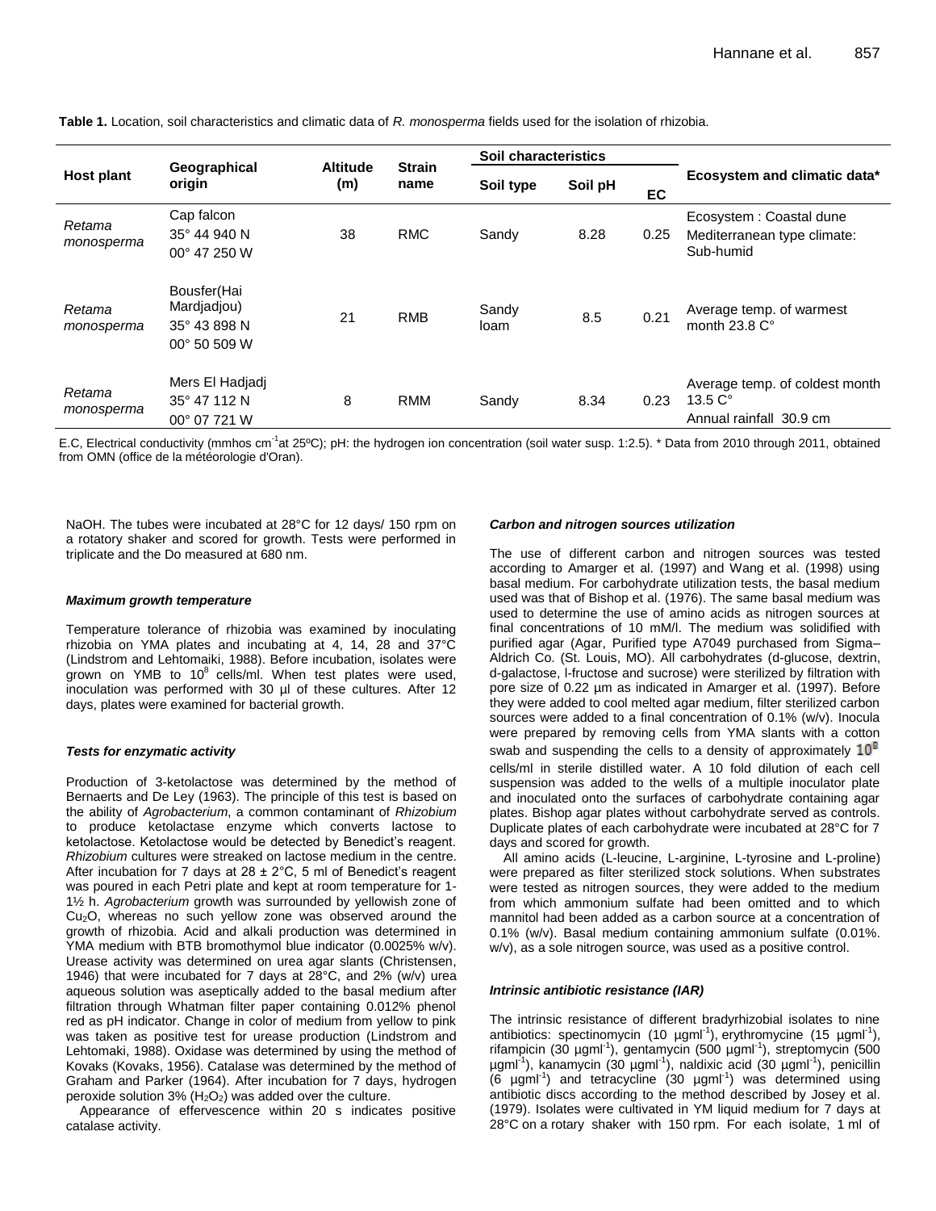**Table 1.** Location, soil characteristics and climatic data of *R. monosperma* fields used for the isolation of rhizobia.

| Host plant | Geographical origin | Altitude (m) | Strain name | Soil characteristics | | | Ecosystem and climatic data* |
|---|---|---|---|---|---|---|---|
| | | | | Soil type | Soil pH | EC | |
| *Retama monosperma* | Cap falcon 35° 44 940 N 00° 47 250 W | 38 | RMC | Sandy | 8.28 | 0.25 | Ecosystem : Coastal dune Mediterranean type climate: Sub-humid |
| *Retama monosperma* | Bousfer(Hai Mardjadjou) 35° 43 898 N 00° 50 509 W | 21 | RMB | Sandy loam | 8.5 | 0.21 | Average temp. of warmest month 23.8 C° |
| *Retama monosperma* | Mers El Hadjadj 35° 47 112 N 00° 07 721 W | 8 | RMM | Sandy | 8.34 | 0.23 | Average temp. of coldest month 13.5 C° Annual rainfall 30.9 cm |

E.C, Electrical conductivity (mmhos $cm^{-1}$at 25ºC); pH: the hydrogen ion concentration (soil water susp. 1:2.5). * Data from 2010 through 2011, obtained from OMN (office de la météorologie d'Oran).

NaOH. The tubes were incubated at 28°C for 12 days/ 150 rpm on a rotatory shaker and scored for growth. Tests were performed in triplicate and the Do measured at 680 nm.

***Maximum growth temperature***

Temperature tolerance of rhizobia was examined by inoculating rhizobia on YMA plates and incubating at 4, 14, 28 and 37°C (Lindstrom and Lehtomaiki, 1988). Before incubation, isolates were grown on YMB to $10^8$ cells/ml. When test plates were used, inoculation was performed with 30 µl of these cultures. After 12 days, plates were examined for bacterial growth.

***Tests for enzymatic activity***

Production of 3-ketolactose was determined by the method of Bernaerts and De Ley (1963). The principle of this test is based on the ability of *Agrobacterium*, a common contaminant of *Rhizobium* to produce ketolactase enzyme which converts lactose to ketolactose. Ketolactose would be detected by Benedict's reagent. *Rhizobium* cultures were streaked on lactose medium in the centre. After incubation for 7 days at 28 ± 2°C, 5 ml of Benedict's reagent was poured in each Petri plate and kept at room temperature for 1-1½ h. *Agrobacterium* growth was surrounded by yellowish zone of $Cu_2O$, whereas no such yellow zone was observed around the growth of rhizobia. Acid and alkali production was determined in YMA medium with BTB bromothymol blue indicator (0.0025% w/v). Urease activity was determined on urea agar slants (Christensen, 1946) that were incubated for 7 days at 28°C, and 2% (w/v) urea aqueous solution was aseptically added to the basal medium after filtration through Whatman filter paper containing 0.012% phenol red as pH indicator. Change in color of medium from yellow to pink was taken as positive test for urease production (Lindstrom and Lehtomaki, 1988). Oxidase was determined by using the method of Kovaks (Kovaks, 1956). Catalase was determined by the method of Graham and Parker (1964). After incubation for 7 days, hydrogen peroxide solution 3% ($H_2O_2$) was added over the culture.

Appearance of effervescence within 20 s indicates positive catalase activity.

***Carbon and nitrogen sources utilization***

The use of different carbon and nitrogen sources was tested according to Amarger et al. (1997) and Wang et al. (1998) using basal medium. For carbohydrate utilization tests, the basal medium used was that of Bishop et al. (1976). The same basal medium was used to determine the use of amino acids as nitrogen sources at final concentrations of 10 mM/l. The medium was solidified with purified agar (Agar, Purified type A7049 purchased from Sigma–Aldrich Co. (St. Louis, MO). All carbohydrates (d-glucose, dextrin, d-galactose, l-fructose and sucrose) were sterilized by filtration with pore size of 0.22 µm as indicated in Amarger et al. (1997). Before they were added to cool melted agar medium, filter sterilized carbon sources were added to a final concentration of 0.1% (w/v). Inocula were prepared by removing cells from YMA slants with a cotton swab and suspending the cells to a density of approximately $10^8$ cells/ml in sterile distilled water. A 10 fold dilution of each cell suspension was added to the wells of a multiple inoculator plate and inoculated onto the surfaces of carbohydrate containing agar plates. Bishop agar plates without carbohydrate served as controls. Duplicate plates of each carbohydrate were incubated at 28°C for 7 days and scored for growth.

All amino acids (L-leucine, L-arginine, L-tyrosine and L-proline) were prepared as filter sterilized stock solutions. When substrates were tested as nitrogen sources, they were added to the medium from which ammonium sulfate had been omitted and to which mannitol had been added as a carbon source at a concentration of 0.1% (w/v). Basal medium containing ammonium sulfate (0.01%. w/v), as a sole nitrogen source, was used as a positive control.

***Intrinsic antibiotic resistance (IAR)***

The intrinsic resistance of different bradyrhizobial isolates to nine antibiotics: spectinomycin (10 $\mu g ml^{-1}$), erythromycine (15 $\mu g ml^{-1}$), rifampicin (30 $\mu g ml^{-1}$), gentamycin (500 $\mu g ml^{-1}$), streptomycin (500 $\mu g ml^{-1}$), kanamycin (30 $\mu g ml^{-1}$), naldixic acid (30 $\mu g ml^{-1}$), penicillin (6 $\mu g ml^{-1}$) and tetracycline (30 $\mu g ml^{-1}$) was determined using antibiotic discs according to the method described by Josey et al. (1979). Isolates were cultivated in YM liquid medium for 7 days at 28°C on a rotary shaker with 150 rpm. For each isolate, 1 ml of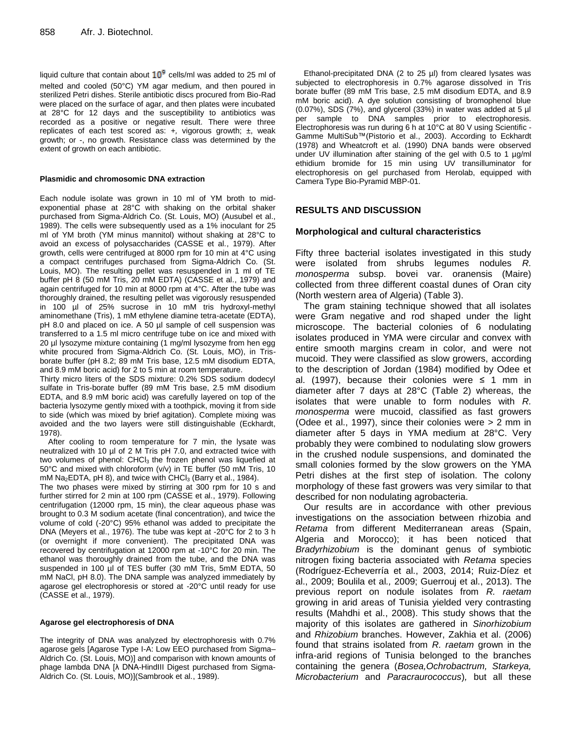liquid culture that contain about $10^9$ cells/ml was added to 25 ml of melted and cooled (50°C) YM agar medium, and then poured in sterilized Petri dishes. Sterile antibiotic discs procured from Bio-Rad were placed on the surface of agar, and then plates were incubated at 28°C for 12 days and the susceptibility to antibiotics was recorded as a positive or negative result. There were three replicates of each test scored as: +, vigorous growth; ±, weak growth; or -, no growth. Resistance class was determined by the extent of growth on each antibiotic.

#### Plasmidic and chromosomic DNA extraction

Each nodule isolate was grown in 10 ml of YM broth to mid-exponential phase at 28°C with shaking on the orbital shaker purchased from Sigma-Aldrich Co. (St. Louis, MO) (Ausubel et al., 1989). The cells were subsequently used as a 1% inoculant for 25 ml of YM broth (YM minus mannitol) without shaking at 28°C to avoid an excess of polysaccharides (CASSE et al., 1979). After growth, cells were centrifuged at 8000 rpm for 10 min at 4°C using a compact centrifuges purchased from Sigma-Aldrich Co. (St. Louis, MO). The resulting pellet was resuspended in 1 ml of TE buffer pH 8 (50 mM Tris, 20 mM EDTA) (CASSE et al., 1979) and again centrifuged for 10 min at 8000 rpm at 4°C. After the tube was thoroughly drained, the resulting pellet was vigorously resuspended in 100 µl of 25% sucrose in 10 mM tris hydroxyl-methyl aminomethane (Tris), 1 mM ethylene diamine tetra-acetate (EDTA), pH 8.0 and placed on ice. A 50 µl sample of cell suspension was transferred to a 1.5 ml micro centrifuge tube on ice and mixed with 20 µl lysozyme mixture containing (1 mg/ml lysozyme from hen egg white procured from Sigma-Aldrich Co. (St. Louis, MO), in Tris-borate buffer (pH 8.2; 89 mM Tris base, 12.5 mM disodium EDTA, and 8.9 mM boric acid) for 2 to 5 min at room temperature.

Thirty micro liters of the SDS mixture: 0.2% SDS sodium dodecyl sulfate in Tris-borate buffer (89 mM Tris base, 2.5 mM disodium EDTA, and 8.9 mM boric acid) was carefully layered on top of the bacteria lysozyme gently mixed with a toothpick, moving it from side to side (which was mixed by brief agitation). Complete mixing was avoided and the two layers were still distinguishable (Eckhardt, 1978).

After cooling to room temperature for 7 min, the lysate was neutralized with 10 µl of 2 M Tris pH 7.0, and extracted twice with two volumes of phenol: $CHCl_3$ the frozen phenol was liquefied at 50°C and mixed with chloroform (v/v) in TE buffer (50 mM Tris, 10 mM $Na_2EDTA$, pH 8), and twice with $CHCl_3$ (Barry et al., 1984).

The two phases were mixed by stirring at 300 rpm for 10 s and further stirred for 2 min at 100 rpm (CASSE et al., 1979). Following centrifugation (12000 rpm, 15 min), the clear aqueous phase was brought to 0.3 M sodium acetate (final concentration), and twice the volume of cold (-20°C) 95% ethanol was added to precipitate the DNA (Meyers et al., 1976). The tube was kept at -20°C for 2 to 3 h (or overnight if more convenient). The precipitated DNA was recovered by centrifugation at 12000 rpm at -10°C for 20 min. The ethanol was thoroughly drained from the tube, and the DNA was suspended in 100 µl of TES buffer (30 mM Tris, 5mM EDTA, 50 mM NaCl, pH 8.0). The DNA sample was analyzed immediately by agarose gel electrophoresis or stored at -20°C until ready for use (CASSE et al., 1979).

#### Agarose gel electrophoresis of DNA

The integrity of DNA was analyzed by electrophoresis with 0.7% agarose gels [Agarose Type I-A: Low EEO purchased from Sigma–Aldrich Co. (St. Louis, MO)] and comparison with known amounts of phage lambda DNA [λ DNA-HindIII Digest purchased from Sigma-Aldrich Co. (St. Louis, MO)](Sambrook et al., 1989).

Ethanol-precipitated DNA (2 to 25 µl) from cleared lysates was subjected to electrophoresis in 0.7% agarose dissolved in Tris borate buffer (89 mM Tris base, 2.5 mM disodium EDTA, and 8.9 mM boric acid). A dye solution consisting of bromophenol blue (0.07%), SDS (7%), and glycerol (33%) in water was added at 5 µl per sample to DNA samples prior to electrophoresis. Electrophoresis was run during 6 h at 10°C at 80 V using Scientific - Gamme MultiSub™(Pistorio et al., 2003). According to Eckhardt (1978) and Wheatcroft et al. (1990) DNA bands were observed under UV illumination after staining of the gel with 0.5 to 1 µg/ml ethidium bromide for 15 min using UV transilluminator for electrophoresis on gel purchased from Herolab, equipped with Camera Type Bio-Pyramid MBP-01.

## RESULTS AND DISCUSSION

### Morphological and cultural characteristics

Fifty three bacterial isolates investigated in this study were isolated from shrubs legumes nodules *R. monosperma* subsp. bovei var. oranensis (Maire) collected from three different coastal dunes of Oran city (North western area of Algeria) (Table 3).

The gram staining technique showed that all isolates were Gram negative and rod shaped under the light microscope. The bacterial colonies of 6 nodulating isolates produced in YMA were circular and convex with entire smooth margins cream in color, and were not mucoid. They were classified as slow growers, according to the description of Jordan (1984) modified by Odee et al. (1997), because their colonies were ≤ 1 mm in diameter after 7 days at 28°C (Table 2) whereas, the isolates that were unable to form nodules with *R. monosperma* were mucoid, classified as fast growers (Odee et al., 1997), since their colonies were > 2 mm in diameter after 5 days in YMA medium at 28°C. Very probably they were combined to nodulating slow growers in the crushed nodule suspensions, and dominated the small colonies formed by the slow growers on the YMA Petri dishes at the first step of isolation. The colony morphology of these fast growers was very similar to that described for non nodulating agrobacteria.

Our results are in accordance with other previous investigations on the association between rhizobia and *Retama* from different Mediterranean areas (Spain, Algeria and Morocco); it has been noticed that *Bradyrhizobium* is the dominant genus of symbiotic nitrogen fixing bacteria associated with *Retama* species (Rodríguez-Echeverría et al., 2003, 2014; Ruiz-Díez et al., 2009; Boulila et al*.,* 2009; Guerrouj et al., 2013). The previous report on nodule isolates from *R. raetam* growing in arid areas of Tunisia yielded very contrasting results (Mahdhi et al., 2008). This study shows that the majority of this isolates are gathered in *Sinorhizobium* and *Rhizobium* branches. However, Zakhia et al. (2006) found that strains isolated from *R. raetam* grown in the infra-arid regions of Tunisia belonged to the branches containing the genera (*Bosea,Ochrobactrum, Starkeya, Microbacterium* and *Paracraurococcus*)*,* but all these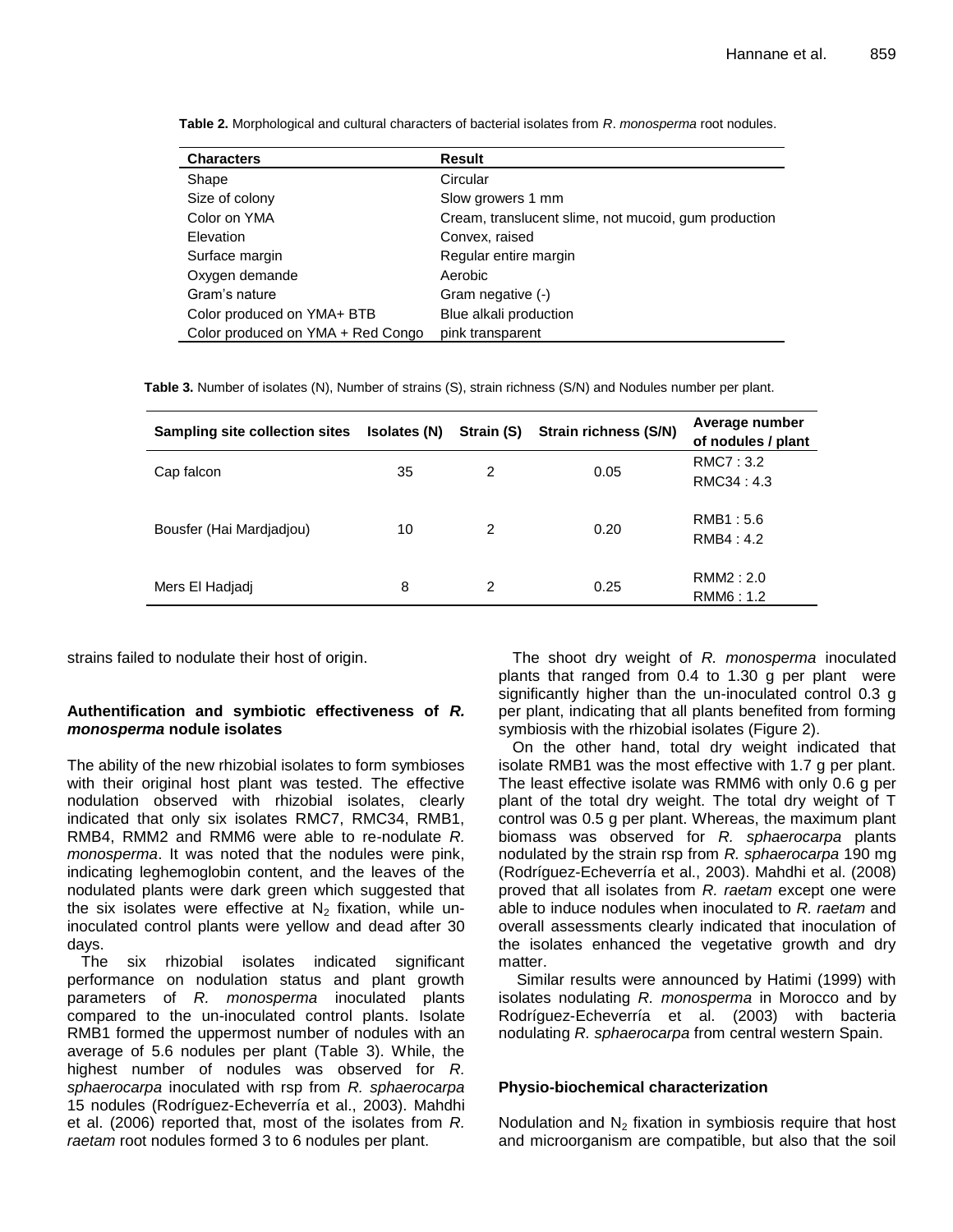**Table 2.** Morphological and cultural characters of bacterial isolates from *R*. *monosperma* root nodules.

| Characters | Result |
|---|---|
| Shape | Circular |
| Size of colony | Slow growers 1 mm |
| Color on YMA | Cream, translucent slime, not mucoid, gum production |
| Elevation | Convex, raised |
| Surface margin | Regular entire margin |
| Oxygen demande | Aerobic |
| Gram's nature | Gram negative (-) |
| Color produced on YMA+ BTB | Blue alkali production |
| Color produced on YMA + Red Congo | pink transparent |

**Table 3.** Number of isolates (N), Number of strains (S), strain richness (S/N) and Nodules number per plant.

| Sampling site collection sites | Isolates (N) | Strain (S) | Strain richness (S/N) | Average number of nodules / plant |
|---|---|---|---|---|
| Cap falcon | 35 | 2 | 0.05 | RMC7 : 3.2<br>RMC34 : 4.3 |
| Bousfer (Hai Mardjadjou) | 10 | 2 | 0.20 | RMB1 : 5.6<br>RMB4 : 4.2 |
| Mers El Hadjadj | 8 | 2 | 0.25 | RMM2 : 2.0<br>RMM6 : 1.2 |

strains failed to nodulate their host of origin.

### Authentification and symbiotic effectiveness of *R. monosperma* nodule isolates

The ability of the new rhizobial isolates to form symbioses with their original host plant was tested. The effective nodulation observed with rhizobial isolates, clearly indicated that only six isolates RMC7, RMC34, RMB1, RMB4, RMM2 and RMM6 were able to re-nodulate *R. monosperma*. It was noted that the nodules were pink, indicating leghemoglobin content, and the leaves of the nodulated plants were dark green which suggested that the six isolates were effective at $N_2$ fixation, while un-inoculated control plants were yellow and dead after 30 days.

The six rhizobial isolates indicated significant performance on nodulation status and plant growth parameters of *R. monosperma* inoculated plants compared to the un-inoculated control plants. Isolate RMB1 formed the uppermost number of nodules with an average of 5.6 nodules per plant (Table 3). While, the highest number of nodules was observed for *R. sphaerocarpa* inoculated with rsp from *R. sphaerocarpa* 15 nodules (Rodríguez-Echeverría et al., 2003). Mahdhi et al. (2006) reported that, most of the isolates from *R. raetam* root nodules formed 3 to 6 nodules per plant.

The shoot dry weight of *R. monosperma* inoculated plants that ranged from 0.4 to 1.30 g per plant were significantly higher than the un-inoculated control 0.3 g per plant, indicating that all plants benefited from forming symbiosis with the rhizobial isolates (Figure 2).

On the other hand, total dry weight indicated that isolate RMB1 was the most effective with 1.7 g per plant. The least effective isolate was RMM6 with only 0.6 g per plant of the total dry weight. The total dry weight of T control was 0.5 g per plant. Whereas, the maximum plant biomass was observed for *R. sphaerocarpa* plants nodulated by the strain rsp from *R. sphaerocarpa* 190 mg (Rodríguez-Echeverría et al., 2003). Mahdhi et al. (2008) proved that all isolates from *R. raetam* except one were able to induce nodules when inoculated to *R. raetam* and overall assessments clearly indicated that inoculation of the isolates enhanced the vegetative growth and dry matter.

Similar results were announced by Hatimi (1999) with isolates nodulating *R. monosperma* in Morocco and by Rodríguez-Echeverría et al. (2003) with bacteria nodulating *R. sphaerocarpa* from central western Spain.

### Physio-biochemical characterization

Nodulation and $N_2$ fixation in symbiosis require that host and microorganism are compatible, but also that the soil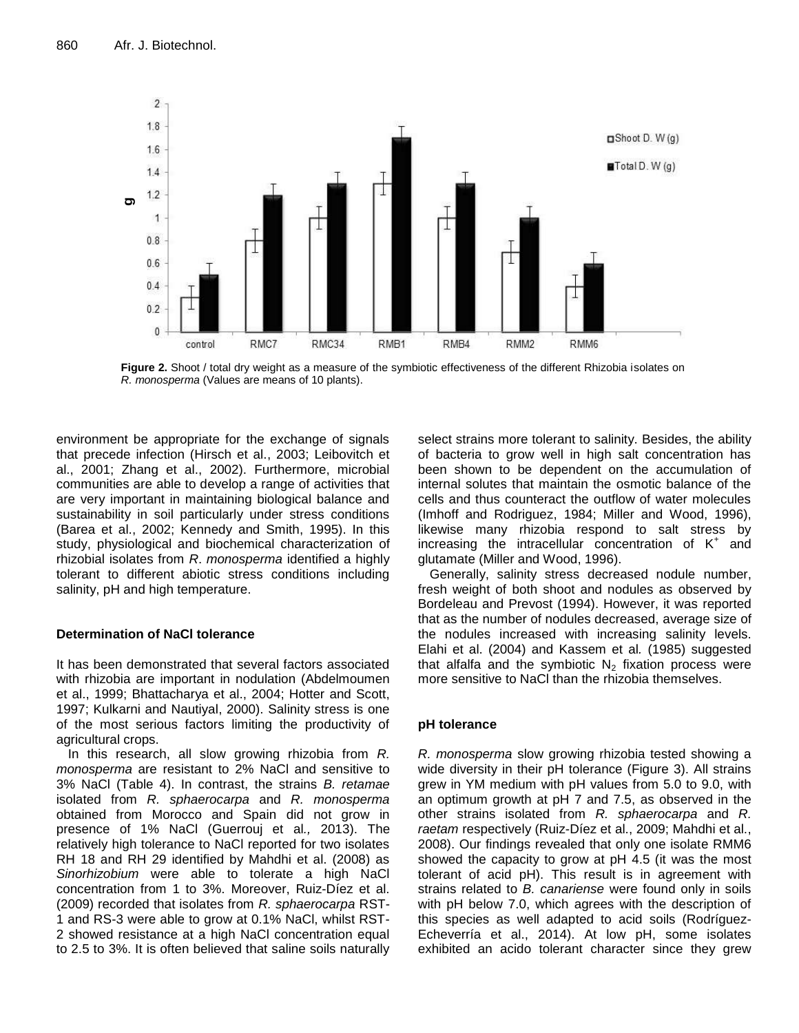**Figure 2.** Shoot / total dry weight as a measure of the symbiotic effectiveness of the different Rhizobia isolates on *R. monosperma* (Values are means of 10 plants).

environment be appropriate for the exchange of signals that precede infection (Hirsch et al., 2003; Leibovitch et al., 2001; Zhang et al., 2002). Furthermore, microbial communities are able to develop a range of activities that are very important in maintaining biological balance and sustainability in soil particularly under stress conditions (Barea et al., 2002; Kennedy and Smith, 1995). In this study, physiological and biochemical characterization of rhizobial isolates from *R. monosperma* identified a highly tolerant to different abiotic stress conditions including salinity, pH and high temperature.

### Determination of NaCl tolerance

It has been demonstrated that several factors associated with rhizobia are important in nodulation (Abdelmoumen et al., 1999; Bhattacharya et al., 2004; Hotter and Scott, 1997; Kulkarni and Nautiyal, 2000). Salinity stress is one of the most serious factors limiting the productivity of agricultural crops.

In this research, all slow growing rhizobia from *R. monosperma* are resistant to 2% NaCl and sensitive to 3% NaCl (Table 4). In contrast, the strains *B. retamae* isolated from *R. sphaerocarpa* and *R. monosperma* obtained from Morocco and Spain did not grow in presence of 1% NaCl (Guerrouj et al*.,* 2013). The relatively high tolerance to NaCl reported for two isolates RH 18 and RH 29 identified by Mahdhi et al. (2008) as *Sinorhizobium* were able to tolerate a high NaCl concentration from 1 to 3%. Moreover, Ruiz-Díez et al. (2009) recorded that isolates from *R. sphaerocarpa* RST-1 and RS-3 were able to grow at 0.1% NaCl, whilst RST-2 showed resistance at a high NaCl concentration equal to 2.5 to 3%. It is often believed that saline soils naturally select strains more tolerant to salinity. Besides, the ability of bacteria to grow well in high salt concentration has been shown to be dependent on the accumulation of internal solutes that maintain the osmotic balance of the cells and thus counteract the outflow of water molecules (Imhoff and Rodriguez, 1984; Miller and Wood, 1996), likewise many rhizobia respond to salt stress by increasing the intracellular concentration of $K^+$ and glutamate (Miller and Wood, 1996).

Generally, salinity stress decreased nodule number, fresh weight of both shoot and nodules as observed by Bordeleau and Prevost (1994). However, it was reported that as the number of nodules decreased, average size of the nodules increased with increasing salinity levels. Elahi et al. (2004) and Kassem et al*.* (1985) suggested that alfalfa and the symbiotic $N_2$ fixation process were more sensitive to NaCl than the rhizobia themselves.

### pH tolerance

*R. monosperma* slow growing rhizobia tested showing a wide diversity in their pH tolerance (Figure 3). All strains grew in YM medium with pH values from 5.0 to 9.0, with an optimum growth at pH 7 and 7.5, as observed in the other strains isolated from *R. sphaerocarpa* and *R. raetam* respectively (Ruiz-Díez et al., 2009; Mahdhi et al., 2008). Our findings revealed that only one isolate RMM6 showed the capacity to grow at pH 4.5 (it was the most tolerant of acid pH). This result is in agreement with strains related to *B. canariense* were found only in soils with pH below 7.0, which agrees with the description of this species as well adapted to acid soils (Rodríguez-Echeverría et al., 2014). At low pH, some isolates exhibited an acido tolerant character since they grew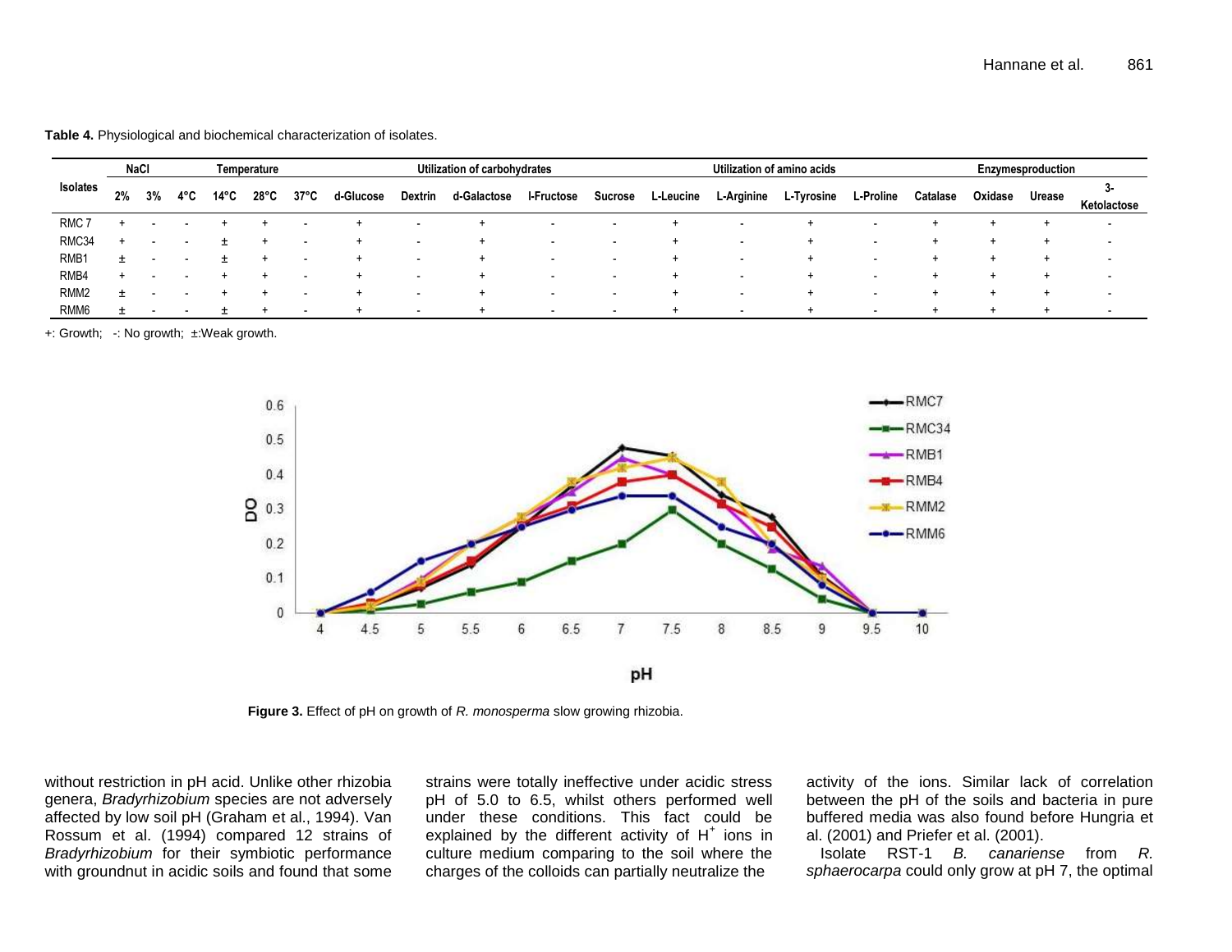**Table 4.** Physiological and biochemical characterization of isolates.

| Isolates | NaCl | | Temperature | | | | Utilization of carbohydrates | | | | | Utilization of amino acids | | | | Enzymesproduction | | | |
|---|---|---|---|---|---|---|---|---|---|---|---|---|---|---|---|---|---|---|---|
| | 2% | 3% | 4°C | 14°C | 28°C | 37°C | d-Glucose | Dextrin | d-Galactose | l-Fructose | Sucrose | L-Leucine | L-Arginine | L-Tyrosine | L-Proline | Catalase | Oxidase | Urease | 3-Ketolactose |
| RMC 7 | + | - | - | + | + | - | + | - | + | - | - | + | - | + | - | + | + | + | - |
| RMC34 | + | - | - | ± | + | - | + | - | + | - | - | + | - | + | - | + | + | + | - |
| RMB1 | ± | - | - | ± | + | - | + | - | + | - | - | + | - | + | - | + | + | + | - |
| RMB4 | + | - | - | + | + | - | + | - | + | - | - | + | - | + | - | + | + | + | - |
| RMM2 | ± | - | - | + | + | - | + | - | + | - | - | + | - | + | - | + | + | + | - |
| RMM6 | ± | - | - | ± | + | - | + | - | + | - | - | + | - | + | - | + | + | + | - |

+: Growth; -: No growth; ±:Weak growth.

**Figure 3.** Effect of pH on growth of *R. monosperma* slow growing rhizobia.

without restriction in pH acid. Unlike other rhizobia genera, *Bradyrhizobium* species are not adversely affected by low soil pH (Graham et al., 1994). Van Rossum et al. (1994) compared 12 strains of *Bradyrhizobium* for their symbiotic performance with groundnut in acidic soils and found that some strains were totally ineffective under acidic stress pH of 5.0 to 6.5, whilst others performed well under these conditions. This fact could be explained by the different activity of $H^+$ ions in culture medium comparing to the soil where the charges of the colloids can partially neutralize the activity of the ions. Similar lack of correlation between the pH of the soils and bacteria in pure buffered media was also found before Hungria et al. (2001) and Priefer et al. (2001).

Isolate RST-1 *B. canariense* from *R. sphaerocarpa* could only grow at pH 7, the optimal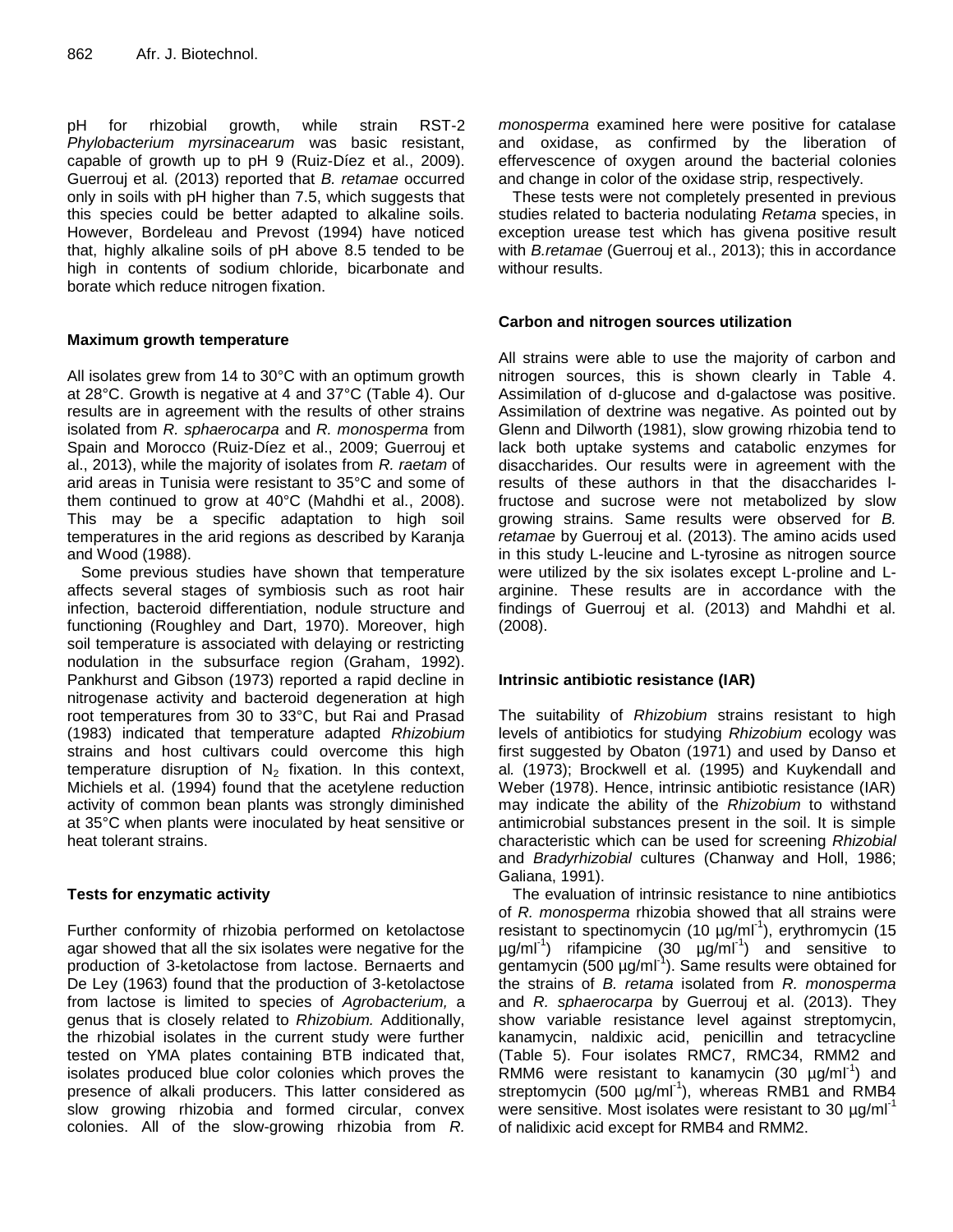pH for rhizobial growth, while strain RST-2 *Phylobacterium myrsinacearum* was basic resistant, capable of growth up to pH 9 (Ruiz-Díez et al., 2009). Guerrouj et al*.* (2013) reported that *B. retamae* occurred only in soils with pH higher than 7.5, which suggests that this species could be better adapted to alkaline soils. However, Bordeleau and Prevost (1994) have noticed that, highly alkaline soils of pH above 8.5 tended to be high in contents of sodium chloride, bicarbonate and borate which reduce nitrogen fixation.

### Maximum growth temperature

All isolates grew from 14 to 30°C with an optimum growth at 28°C. Growth is negative at 4 and 37°C (Table 4). Our results are in agreement with the results of other strains isolated from *R. sphaerocarpa* and *R. monosperma* from Spain and Morocco (Ruiz-Díez et al., 2009; Guerrouj et al., 2013), while the majority of isolates from *R. raetam* of arid areas in Tunisia were resistant to 35°C and some of them continued to grow at 40°C (Mahdhi et al., 2008). This may be a specific adaptation to high soil temperatures in the arid regions as described by Karanja and Wood (1988).

Some previous studies have shown that temperature affects several stages of symbiosis such as root hair infection, bacteroid differentiation, nodule structure and functioning (Roughley and Dart, 1970). Moreover, high soil temperature is associated with delaying or restricting nodulation in the subsurface region (Graham, 1992). Pankhurst and Gibson (1973) reported a rapid decline in nitrogenase activity and bacteroid degeneration at high root temperatures from 30 to 33°C, but Rai and Prasad (1983) indicated that temperature adapted *Rhizobium* strains and host cultivars could overcome this high temperature disruption of $N_2$ fixation. In this context, Michiels et al. (1994) found that the acetylene reduction activity of common bean plants was strongly diminished at 35°C when plants were inoculated by heat sensitive or heat tolerant strains.

### Tests for enzymatic activity

Further conformity of rhizobia performed on ketolactose agar showed that all the six isolates were negative for the production of 3-ketolactose from lactose. Bernaerts and De Ley (1963) found that the production of 3-ketolactose from lactose is limited to species of *Agrobacterium,* a genus that is closely related to *Rhizobium.* Additionally, the rhizobial isolates in the current study were further tested on YMA plates containing BTB indicated that, isolates produced blue color colonies which proves the presence of alkali producers. This latter considered as slow growing rhizobia and formed circular, convex colonies. All of the slow-growing rhizobia from *R. monosperma* examined here were positive for catalase and oxidase, as confirmed by the liberation of effervescence of oxygen around the bacterial colonies and change in color of the oxidase strip, respectively.

These tests were not completely presented in previous studies related to bacteria nodulating *Retama* species, in exception urease test which has givena positive result with *B.retamae* (Guerrouj et al., 2013); this in accordance withour results.

### Carbon and nitrogen sources utilization

All strains were able to use the majority of carbon and nitrogen sources, this is shown clearly in Table 4. Assimilation of d-glucose and d-galactose was positive. Assimilation of dextrine was negative. As pointed out by Glenn and Dilworth (1981), slow growing rhizobia tend to lack both uptake systems and catabolic enzymes for disaccharides. Our results were in agreement with the results of these authors in that the disaccharides l-fructose and sucrose were not metabolized by slow growing strains. Same results were observed for *B. retamae* by Guerrouj et al. (2013). The amino acids used in this study L-leucine and L-tyrosine as nitrogen source were utilized by the six isolates except L-proline and L-arginine. These results are in accordance with the findings of Guerrouj et al. (2013) and Mahdhi et al. (2008).

### Intrinsic antibiotic resistance (IAR)

The suitability of *Rhizobium* strains resistant to high levels of antibiotics for studying *Rhizobium* ecology was first suggested by Obaton (1971) and used by Danso et al*.* (1973); Brockwell et al*.* (1995) and Kuykendall and Weber (1978). Hence, intrinsic antibiotic resistance (IAR) may indicate the ability of the *Rhizobium* to withstand antimicrobial substances present in the soil. It is simple characteristic which can be used for screening *Rhizobial* and *Bradyrhizobial* cultures (Chanway and Holl, 1986; Galiana, 1991).

The evaluation of intrinsic resistance to nine antibiotics of *R. monosperma* rhizobia showed that all strains were resistant to spectinomycin (10 $\mu g/ml^{-1}$), erythromycin (15 $\mu g/ml^{-1}$) rifampicine (30 $\mu g/ml^{-1}$) and sensitive to gentamycin (500 $\mu g/ml^{-1}$). Same results were obtained for the strains of *B. retama* isolated from *R. monosperma* and *R. sphaerocarpa* by Guerrouj et al. (2013). They show variable resistance level against streptomycin, kanamycin, naldixic acid, penicillin and tetracycline (Table 5). Four isolates RMC7, RMC34, RMM2 and RMM6 were resistant to kanamycin (30 $\mu g/ml^{-1}$) and streptomycin (500 $\mu g/ml^{-1}$), whereas RMB1 and RMB4 were sensitive. Most isolates were resistant to 30 $\mu g/ml^{-1}$ of nalidixic acid except for RMB4 and RMM2.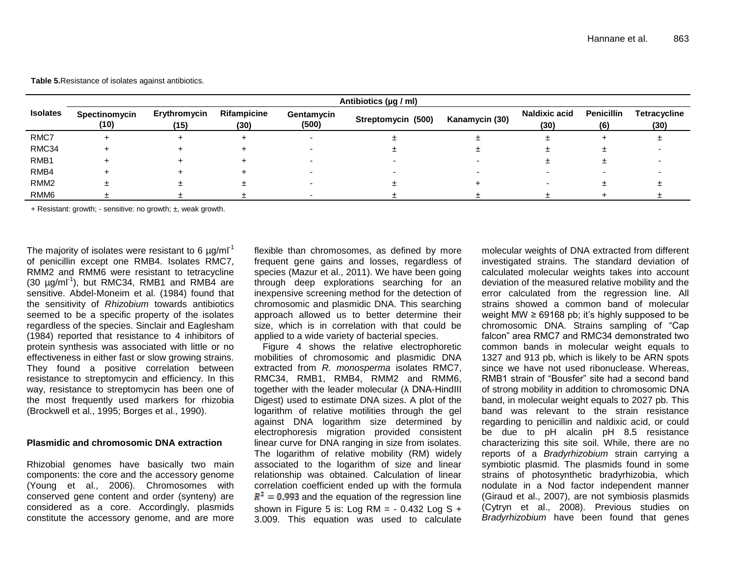**Table 5.** Resistance of isolates against antibiotics.

| Isolates | Antibiotics (µg / ml) | | | | | | | | |
|---|---|---|---|---|---|---|---|---|---|
| | Spectinomycin (10) | Erythromycin (15) | Rifampicine (30) | Gentamycin (500) | Streptomycin (500) | Kanamycin (30) | Naldixic acid (30) | Penicillin (6) | Tetracycline (30) |
| RMC7 | + | + | + | - | ± | ± | ± | + | ± |
| RMC34 | + | + | + | - | ± | ± | ± | ± | - |
| RMB1 | + | + | + | - | - | - | ± | ± | - |
| RMB4 | + | + | + | - | - | - | - | - | - |
| RMM2 | ± | ± | ± | - | ± | + | - | ± | ± |
| RMM6 | ± | ± | ± | - | ± | ± | ± | + | ± |

+ Resistant: growth; - sensitive: no growth; ±, weak growth.

The majority of isolates were resistant to 6 µg/ml$^{-1}$ of penicillin except one RMB4. Isolates RMC7, RMM2 and RMM6 were resistant to tetracycline (30 µg/ml$^{-1}$), but RMC34, RMB1 and RMB4 are sensitive. Abdel-Moneim et al. (1984) found that the sensitivity of *Rhizobium* towards antibiotics seemed to be a specific property of the isolates regardless of the species. Sinclair and Eaglesham (1984) reported that resistance to 4 inhibitors of protein synthesis was associated with little or no effectiveness in either fast or slow growing strains. They found a positive correlation between resistance to streptomycin and efficiency. In this way, resistance to streptomycin has been one of the most frequently used markers for rhizobia (Brockwell et al., 1995; Borges et al., 1990).

### Plasmidic and chromosomic DNA extraction

Rhizobial genomes have basically two main components: the core and the accessory genome (Young et al., 2006). Chromosomes with conserved gene content and order (synteny) are considered as a core. Accordingly, plasmids constitute the accessory genome, and are more flexible than chromosomes, as defined by more frequent gene gains and losses, regardless of species (Mazur et al., 2011). We have been going through deep explorations searching for an inexpensive screening method for the detection of chromosomic and plasmidic DNA. This searching approach allowed us to better determine their size, which is in correlation with that could be applied to a wide variety of bacterial species.

Figure 4 shows the relative electrophoretic mobilities of chromosomic and plasmidic DNA extracted from *R. monosperma* isolates RMC7, RMC34, RMB1, RMB4, RMM2 and RMM6, together with the leader molecular (λ DNA-HindIII Digest) used to estimate DNA sizes. A plot of the logarithm of relative motilities through the gel against DNA logarithm size determined by electrophoresis migration provided consistent linear curve for DNA ranging in size from isolates. The logarithm of relative mobility (RM) widely associated to the logarithm of size and linear relationship was obtained. Calculation of linear correlation coefficient ended up with the formula $R^2 = 0.993$ and the equation of the regression line shown in Figure 5 is: Log RM = - 0.432 Log S + 3.009. This equation was used to calculate molecular weights of DNA extracted from different investigated strains. The standard deviation of calculated molecular weights takes into account deviation of the measured relative mobility and the error calculated from the regression line. All strains showed a common band of molecular weight MW ≥ 69168 pb; it's highly supposed to be chromosomic DNA. Strains sampling of "Cap falcon" area RMC7 and RMC34 demonstrated two common bands in molecular weight equals to 1327 and 913 pb, which is likely to be ARN spots since we have not used ribonuclease. Whereas, RMB1 strain of "Bousfer" site had a second band of strong mobility in addition to chromosomic DNA band, in molecular weight equals to 2027 pb. This band was relevant to the strain resistance regarding to penicillin and naldixic acid, or could be due to pH alcalin pH 8.5 resistance characterizing this site soil. While, there are no reports of a *Bradyrhizobium* strain carrying a symbiotic plasmid. The plasmids found in some strains of photosynthetic bradyrhizobia, which nodulate in a Nod factor independent manner (Giraud et al., 2007), are not symbiosis plasmids (Cytryn et al., 2008). Previous studies on *Bradyrhizobium* have been found that genes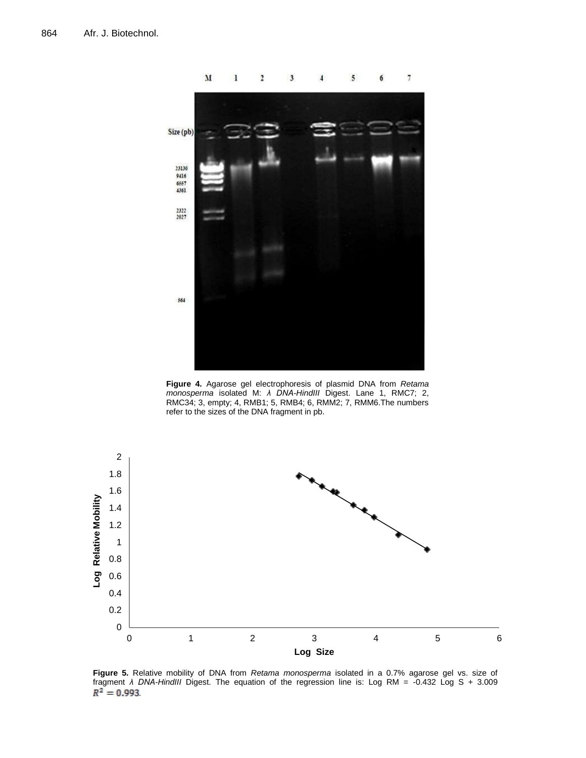**Figure 4.** Agarose gel electrophoresis of plasmid DNA from *Retama monosperma* isolated M: *λ DNA-HindIII* Digest. Lane 1, RMC7; 2, RMC34; 3, empty; 4, RMB1; 5, RMB4; 6, RMM2; 7, RMM6.The numbers refer to the sizes of the DNA fragment in pb.

**Figure 5.** Relative mobility of DNA from *Retama monosperma* isolated in a 0.7% agarose gel vs. size of fragment *λ DNA-HindIII* Digest. The equation of the regression line is: Log RM = -0.432 Log S + 3.009 $R^2 = 0.993$.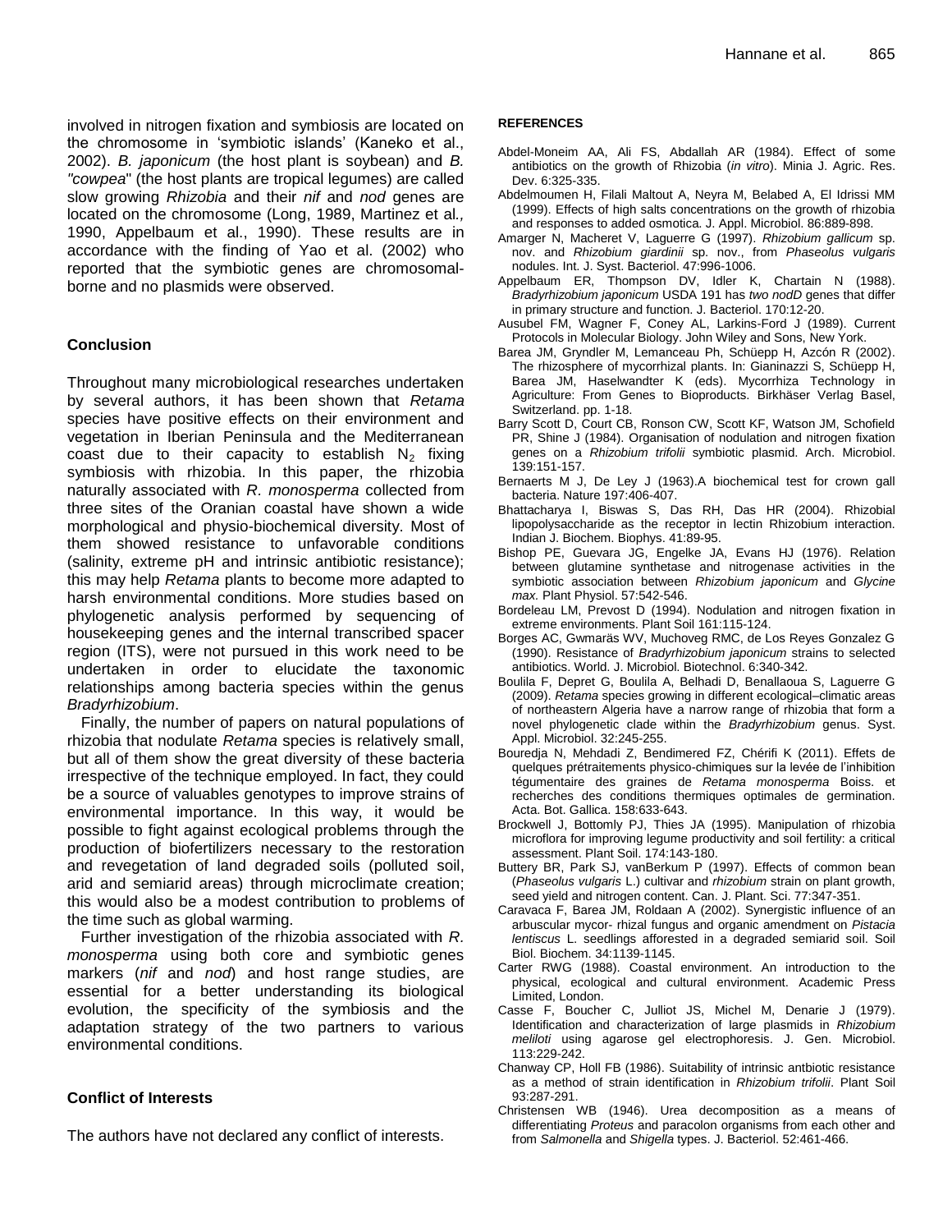involved in nitrogen fixation and symbiosis are located on the chromosome in 'symbiotic islands' (Kaneko et al., 2002). *B. japonicum* (the host plant is soybean) and *B. "cowpea*" (the host plants are tropical legumes) are called slow growing *Rhizobia* and their *nif* and *nod* genes are located on the chromosome (Long, 1989, Martinez et al., 1990, Appelbaum et al., 1990). These results are in accordance with the finding of Yao et al. (2002) who reported that the symbiotic genes are chromosomal-borne and no plasmids were observed.

## Conclusion

Throughout many microbiological researches undertaken by several authors, it has been shown that *Retama* species have positive effects on their environment and vegetation in Iberian Peninsula and the Mediterranean coast due to their capacity to establish $N_2$ fixing symbiosis with rhizobia. In this paper, the rhizobia naturally associated with *R. monosperma* collected from three sites of the Oranian coastal have shown a wide morphological and physio-biochemical diversity. Most of them showed resistance to unfavorable conditions (salinity, extreme pH and intrinsic antibiotic resistance); this may help *Retama* plants to become more adapted to harsh environmental conditions. More studies based on phylogenetic analysis performed by sequencing of housekeeping genes and the internal transcribed spacer region (ITS), were not pursued in this work need to be undertaken in order to elucidate the taxonomic relationships among bacteria species within the genus *Bradyrhizobium*.

Finally, the number of papers on natural populations of rhizobia that nodulate *Retama* species is relatively small, but all of them show the great diversity of these bacteria irrespective of the technique employed. In fact, they could be a source of valuables genotypes to improve strains of environmental importance. In this way, it would be possible to fight against ecological problems through the production of biofertilizers necessary to the restoration and revegetation of land degraded soils (polluted soil, arid and semiarid areas) through microclimate creation; this would also be a modest contribution to problems of the time such as global warming.

Further investigation of the rhizobia associated with *R. monosperma* using both core and symbiotic genes markers (*nif* and *nod*) and host range studies, are essential for a better understanding its biological evolution, the specificity of the symbiosis and the adaptation strategy of the two partners to various environmental conditions.

## Conflict of Interests

The authors have not declared any conflict of interests.

## REFERENCES

Abdel-Moneim AA, Ali FS, Abdallah AR (1984). Effect of some antibiotics on the growth of Rhizobia (*in vitro*). Minia J. Agric. Res. Dev. 6:325-335.

Abdelmoumen H, Filali Maltout A, Neyra M, Belabed A, El Idrissi MM (1999). Effects of high salts concentrations on the growth of rhizobia and responses to added osmotica. J. Appl. Microbiol. 86:889-898.

Amarger N, Macheret V, Laguerre G (1997). *Rhizobium gallicum* sp. nov. and *Rhizobium giardinii* sp. nov., from *Phaseolus vulgaris* nodules. Int. J. Syst. Bacteriol. 47:996-1006.

Appelbaum ER, Thompson DV, Idler K, Chartain N (1988). *Bradyrhizobium japonicum* USDA 191 has *two nodD* genes that differ in primary structure and function. J. Bacteriol. 170:12-20.

Ausubel FM, Wagner F, Coney AL, Larkins-Ford J (1989). Current Protocols in Molecular Biology. John Wiley and Sons, New York.

Barea JM, Gryndler M, Lemanceau Ph, Schüepp H, Azcón R (2002). The rhizosphere of mycorrhizal plants. In: Gianinazzi S, Schüepp H, Barea JM, Haselwandter K (eds). Mycorrhiza Technology in Agriculture: From Genes to Bioproducts. Birkhäser Verlag Basel, Switzerland. pp. 1-18.

Barry Scott D, Court CB, Ronson CW, Scott KF, Watson JM, Schofield PR, Shine J (1984). Organisation of nodulation and nitrogen fixation genes on a *Rhizobium trifoli* symbiotic plasmid. Arch. Microbiol. 139:151-157.

Bernaerts M J, De Ley J (1963).A biochemical test for crown gall bacteria. Nature 197:406-407.

Bhattacharya I, Biswas S, Das RH, Das HR (2004). Rhizobial lipopolysaccharide as the receptor in lectin Rhizobium interaction. Indian J. Biochem. Biophys. 41:89-95.

Bishop PE, Guevara JG, Engelke JA, Evans HJ (1976). Relation between glutamine synthetase and nitrogenase activities in the symbiotic association between *Rhizobium japonicum* and *Glycine max.* Plant Physiol. 57:542-546.

Bordeleau LM, Prevost D (1994). Nodulation and nitrogen fixation in extreme environments. Plant Soil 161:115-124.

Borges AC, Gwmaräs WV, Muchoveg RMC, de Los Reyes Gonzalez G (1990). Resistance of *Bradyrhizobium japonicum* strains to selected antibiotics. World. J. Microbiol. Biotechnol. 6:340-342.

Boulila F, Depret G, Boulila A, Belhadi D, Benallaoua S, Laguerre G (2009). *Retama* species growing in different ecological–climatic areas of northeastern Algeria have a narrow range of rhizobia that form a novel phylogenetic clade within the *Bradyrhizobium* genus. Syst. Appl. Microbiol. 32:245-255.

Bouredja N, Mehdadi Z, Bendimered FZ, Chérifi K (2011). Effets de quelques prétraitements physico-chimiques sur la levée de l'inhibition tégumentaire des graines de *Retama monosperma* Boiss. et recherches des conditions thermiques optimales de germination. Acta. Bot. Gallica. 158:633-643.

Brockwell J, Bottomly PJ, Thies JA (1995). Manipulation of rhizobia microflora for improving legume productivity and soil fertility: a critical assessment. Plant Soil. 174:143-180.

Buttery BR, Park SJ, vanBerkum P (1997). Effects of common bean (*Phaseolus vulgaris* L.) cultivar and *rhizobium* strain on plant growth, seed yield and nitrogen content. Can. J. Plant. Sci. 77:347-351.

Caravaca F, Barea JM, Roldaan A (2002). Synergistic influence of an arbuscular mycor- rhizal fungus and organic amendment on *Pistacia lentiscus* L. seedlings afforested in a degraded semiarid soil. Soil Biol. Biochem. 34:1139-1145.

Carter RWG (1988). Coastal environment. An introduction to the physical, ecological and cultural environment. Academic Press Limited, London.

Casse F, Boucher C, Julliot JS, Michel M, Denarie J (1979). Identification and characterization of large plasmids in *Rhizobium meliloti* using agarose gel electrophoresis. J. Gen. Microbiol. 113:229-242.

Chanway CP, Holl FB (1986). Suitability of intrinsic antbiotic resistance as a method of strain identification in *Rhizobium trifolii*. Plant Soil 93:287-291.

Christensen WB (1946). Urea decomposition as a means of differentiating *Proteus* and paracolon organisms from each other and from *Salmonella* and *Shigella* types. J. Bacteriol. 52:461-466.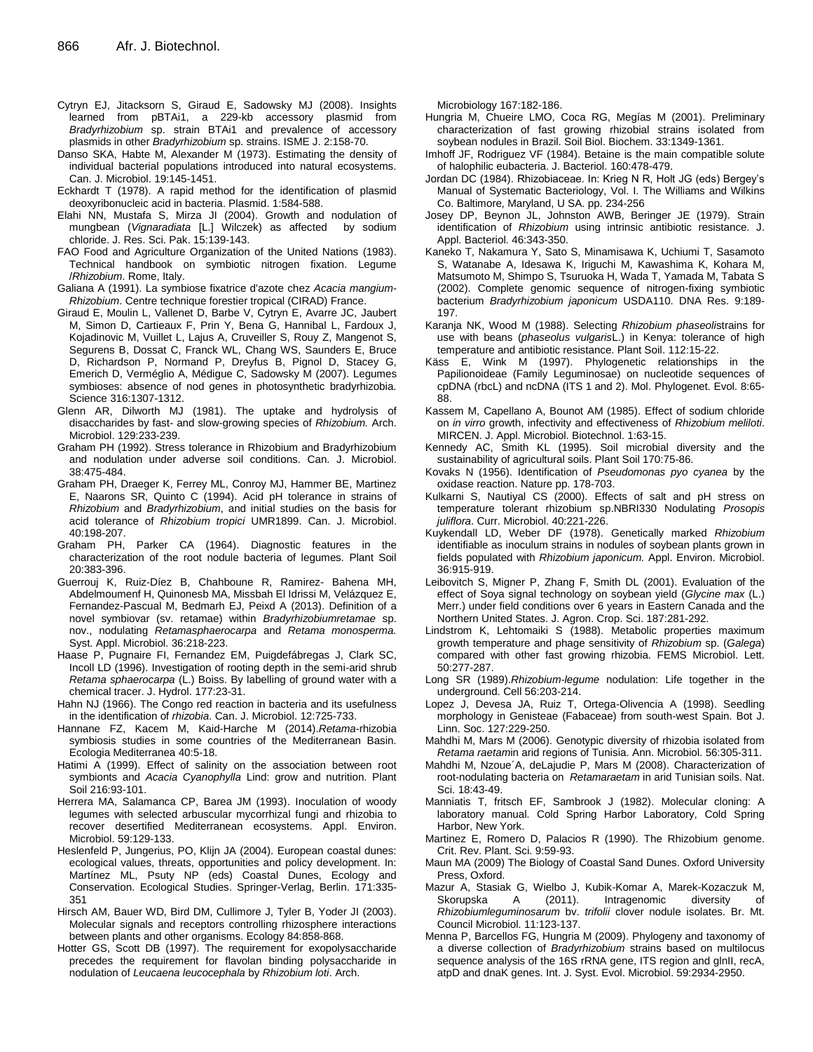Cytryn EJ, Jitacksorn S, Giraud E, Sadowsky MJ (2008). Insights learned from pBTAi1, a 229-kb accessory plasmid from *Bradyrhizobium* sp. strain BTAi1 and prevalence of accessory plasmids in other *Bradyrhizobium* sp. strains. ISME J. 2:158-70.

Danso SKA, Habte M, Alexander M (1973). Estimating the density of individual bacterial populations introduced into natural ecosystems. Can. J. Microbiol. 19:145-1451.

Eckhardt T (1978). A rapid method for the identification of plasmid deoxyribonucleic acid in bacteria. Plasmid. 1:584-588.

Elahi NN, Mustafa S, Mirza JI (2004). Growth and nodulation of mungbean (*Vignaradiata* [L.] Wilczek) as affected by sodium chloride. J. Res. Sci. Pak. 15:139-143.

FAO Food and Agriculture Organization of the United Nations (1983). Technical handbook on symbiotic nitrogen fixation. Legume /*Rhizobium*. Rome, Italy.

Galiana A (1991). La symbiose fixatrice d'azote chez *Acacia mangium*-*Rhizobium*. Centre technique forestier tropical (CIRAD) France.

Giraud E, Moulin L, Vallenet D, Barbe V, Cytryn E, Avarre JC, Jaubert M, Simon D, Cartieaux F, Prin Y, Bena G, Hannibal L, Fardoux J, Kojadinovic M, Vuillet L, Lajus A, Cruveiller S, Rouy Z, Mangenot S, Segurens B, Dossat C, Franck WL, Chang WS, Saunders E, Bruce D, Richardson P, Normand P, Dreyfus B, Pignol D, Stacey G, Emerich D, Verméglio A, Médigue C, Sadowsky M (2007). Legumes symbioses: absence of nod genes in photosynthetic bradyrhizobia. Science 316:1307-1312.

Glenn AR, Dilworth MJ (1981). The uptake and hydrolysis of disaccharides by fast- and slow-growing species of *Rhizobium.* Arch. Microbiol. 129:233-239.

Graham PH (1992). Stress tolerance in Rhizobium and Bradyrhizobium and nodulation under adverse soil conditions. Can. J. Microbiol. 38:475-484.

Graham PH, Draeger K, Ferrey ML, Conroy MJ, Hammer BE, Martinez E, Naarons SR, Quinto C (1994). Acid pH tolerance in strains of *Rhizobium* and *Bradyrhizobium*, and initial studies on the basis for acid tolerance of *Rhizobium tropici* UMR1899. Can. J. Microbiol. 40:198-207.

Graham PH, Parker CA (1964). Diagnostic features in the characterization of the root nodule bacteria of legumes. Plant Soil 20:383-396.

Guerrouj K, Ruiz-Díez B, Chahboune R, Ramirez- Bahena MH, Abdelmoumenf H, Quinonesb MA, Missbah El Idrissi M, Velázquez E, Fernandez-Pascual M, Bedmarh EJ, Peixd A (2013). Definition of a novel symbiovar (sv. retamae) within *Bradyrhizobiumretamae* sp. nov., nodulating *Retamasphaerocarpa* and *Retama monosperma.* Syst. Appl. Microbiol. 36:218-223.

Haase P, Pugnaire FI, Fernandez EM, Puigdefábregas J, Clark SC, Incoll LD (1996). Investigation of rooting depth in the semi-arid shrub *Retama sphaerocarpa* (L.) Boiss. By labelling of ground water with a chemical tracer. J. Hydrol. 177:23-31.

Hahn NJ (1966). The Congo red reaction in bacteria and its usefulness in the identification of *rhizobia*. Can. J. Microbiol. 12:725-733.

Hannane FZ, Kacem M, Kaid-Harche M (2014).*Retama*-rhizobia symbiosis studies in some countries of the Mediterranean Basin. Ecologia Mediterranea 40:5-18.

Hatimi A (1999). Effect of salinity on the association between root symbionts and *Acacia Cyanophylla* Lind: grow and nutrition. Plant Soil 216:93-101.

Herrera MA, Salamanca CP, Barea JM (1993). Inoculation of woody legumes with selected arbuscular mycorrhizal fungi and rhizobia to recover desertified Mediterranean ecosystems. Appl. Environ. Microbiol. 59:129-133.

Heslenfeld P, Jungerius, PO, Klijn JA (2004). European coastal dunes: ecological values, threats, opportunities and policy development. In: Martínez ML, Psuty NP (eds) Coastal Dunes, Ecology and Conservation. Ecological Studies. Springer-Verlag, Berlin. 171:335-351

Hirsch AM, Bauer WD, Bird DM, Cullimore J, Tyler B, Yoder JI (2003). Molecular signals and receptors controlling rhizosphere interactions between plants and other organisms. Ecology 84:858-868.

Hotter GS, Scott DB (1997). The requirement for exopolysaccharide precedes the requirement for flavolan binding polysaccharide in nodulation of *Leucaena leucocephala* by *Rhizobium loti*. Arch. Microbiology 167:182-186.

Hungria M, Chueire LMO, Coca RG, Megías M (2001). Preliminary characterization of fast growing rhizobial strains isolated from soybean nodules in Brazil. Soil Biol. Biochem. 33:1349-1361.

Imhoff JF, Rodriguez VF (1984). Betaine is the main compatible solute of halophilic eubacteria. J. Bacteriol. 160:478-479.

Jordan DC (1984). Rhizobiaceae. In: Krieg N R, Holt JG (eds) Bergey's Manual of Systematic Bacteriology, Vol. I. The Williams and Wilkins Co. Baltimore, Maryland, U SA. pp. 234-256

Josey DP, Beynon JL, Johnston AWB, Beringer JE (1979). Strain identification of *Rhizobium* using intrinsic antibiotic resistance. J. Appl. Bacteriol. 46:343-350.

Kaneko T, Nakamura Y, Sato S, Minamisawa K, Uchiumi T, Sasamoto S, Watanabe A, Idesawa K, Iriguchi M, Kawashima K, Kohara M, Matsumoto M, Shimpo S, Tsuruoka H, Wada T, Yamada M, Tabata S (2002). Complete genomic sequence of nitrogen-fixing symbiotic bacterium *Bradyrhizobium japonicum* USDA110. DNA Res. 9:189-197.

Karanja NK, Wood M (1988). Selecting *Rhizobium phaseoli*strains for use with beans (*phaseolus vulgaris*L.) in Kenya: tolerance of high temperature and antibiotic resistance. Plant Soil. 112:15-22.

Käss E, Wink M (1997). Phylogenetic relationships in the Papilionoideae (Family Leguminosae) on nucleotide sequences of cpDNA (rbcL) and ncDNA (ITS 1 and 2). Mol. Phylogenet. Evol. 8:65-88.

Kassem M, Capellano A, Bounot AM (1985). Effect of sodium chloride on *in virro* growth, infectivity and effectiveness of *Rhizobium meliloti*. MIRCEN. J. Appl. Microbiol. Biotechnol. 1:63-15.

Kennedy AC, Smith KL (1995). Soil microbial diversity and the sustainability of agricultural soils. Plant Soil 170:75-86.

Kovaks N (1956). Identification of *Pseudomonas pyo cyanea* by the oxidase reaction. Nature pp. 178-703.

Kulkarni S, Nautiyal CS (2000). Effects of salt and pH stress on temperature tolerant rhizobium sp.NBRI330 Nodulating *Prosopis juliflora*. Curr. Microbiol. 40:221-226.

Kuykendall LD, Weber DF (1978). Genetically marked *Rhizobium* identifiable as inoculum strains in nodules of soybean plants grown in fields populated with *Rhizobium japonicum.* Appl. Environ. Microbiol. 36:915-919.

Leibovitch S, Migner P, Zhang F, Smith DL (2001). Evaluation of the effect of Soya signal technology on soybean yield (*Glycine max* (L.) Merr.) under field conditions over 6 years in Eastern Canada and the Northern United States. J. Agron. Crop. Sci. 187:281-292.

Lindstrom K, Lehtomaiki S (1988). Metabolic properties maximum growth temperature and phage sensitivity of *Rhizobium* sp. (*Galega*) compared with other fast growing rhizobia. FEMS Microbiol. Lett. 50:277-287.

Long SR (1989).*Rhizobium-legume* nodulation: Life together in the underground. Cell 56:203-214.

Lopez J, Devesa JA, Ruiz T, Ortega-Olivencia A (1998). Seedling morphology in Genisteae (Fabaceae) from south-west Spain. Bot J. Linn. Soc. 127:229-250.

Mahdhi M, Mars M (2006). Genotypic diversity of rhizobia isolated from *Retama raetam*in arid regions of Tunisia. Ann. Microbiol. 56:305-311.

Mahdhi M, Nzoue´A, deLajudie P, Mars M (2008). Characterization of root-nodulating bacteria on *Retamaraetam* in arid Tunisian soils. Nat. Sci. 18:43-49.

Manniatis T, fritsch EF, Sambrook J (1982). Molecular cloning: A laboratory manual. Cold Spring Harbor Laboratory, Cold Spring Harbor, New York.

Martinez E, Romero D, Palacios R (1990). The Rhizobium genome. Crit. Rev. Plant. Sci. 9:59-93.

Maun MA (2009) The Biology of Coastal Sand Dunes. Oxford University Press, Oxford.

Mazur A, Stasiak G, Wielbo J, Kubik-Komar A, Marek-Kozaczuk M, Skorupska A (2011). Intragenomic diversity of *Rhizobiumleguminosarum* bv. *trifolii* clover nodule isolates. Br. Mt. Council Microbiol. 11:123-137.

Menna P, Barcellos FG, Hungria M (2009). Phylogeny and taxonomy of a diverse collection of *Bradyrhizobium* strains based on multilocus sequence analysis of the 16S rRNA gene, ITS region and glnII, recA, atpD and dnaK genes. Int. J. Syst. Evol. Microbiol. 59:2934-2950.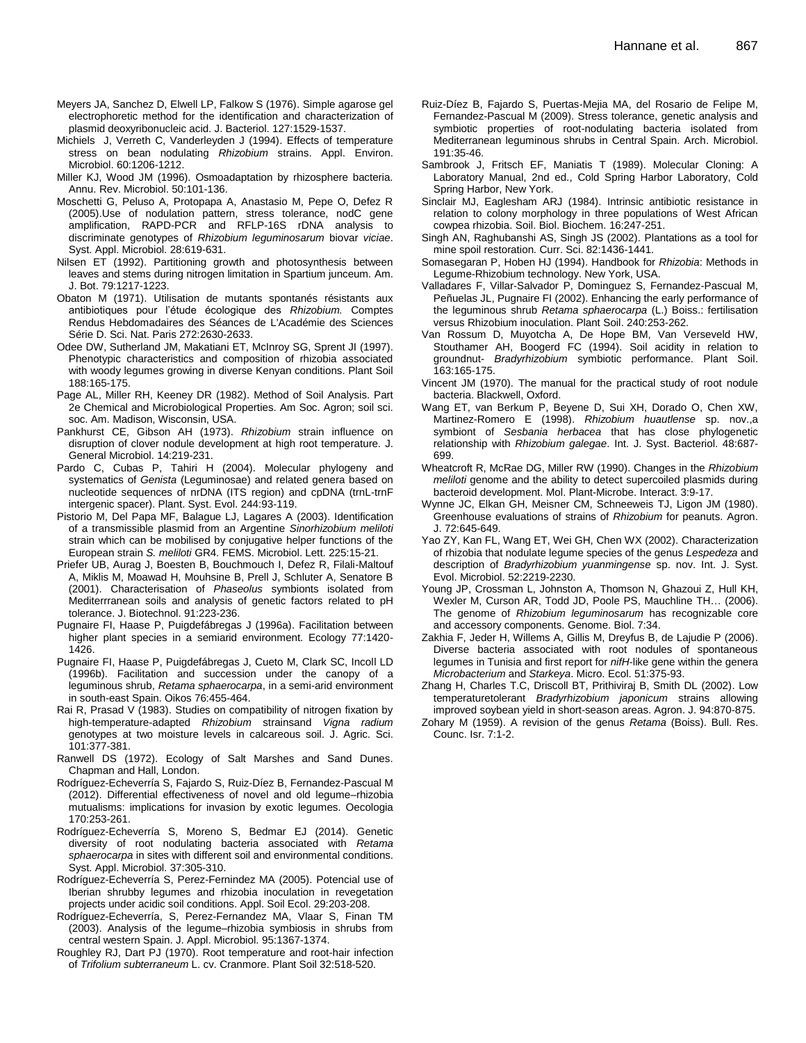Meyers JA, Sanchez D, Elwell LP, Falkow S (1976). Simple agarose gel electrophoretic method for the identification and characterization of plasmid deoxyribonucleic acid. J. Bacteriol. 127:1529-1537.

Michiels J, Verreth C, Vanderleyden J (1994). Effects of temperature stress on bean nodulating *Rhizobium* strains. Appl. Environ. Microbiol. 60:1206-1212.

Miller KJ, Wood JM (1996). Osmoadaptation by rhizosphere bacteria. Annu. Rev. Microbiol. 50:101-136.

Moschetti G, Peluso A, Protopapa A, Anastasio M, Pepe O, Defez R (2005).Use of nodulation pattern, stress tolerance, nodC gene amplification, RAPD-PCR and RFLP-16S rDNA analysis to discriminate genotypes of *Rhizobium leguminosarum* biovar *viciae*. Syst. Appl. Microbiol. 28:619-631.

Nilsen ET (1992). Partitioning growth and photosynthesis between leaves and stems during nitrogen limitation in Spartium junceum. Am. J. Bot. 79:1217-1223.

Obaton M (1971). Utilisation de mutants spontanés résistants aux antibiotiques pour l'étude écologique des *Rhizobium.* Comptes Rendus Hebdomadaires des Séances de L'Académie des Sciences Série D. Sci. Nat. Paris 272:2630-2633.

Odee DW, Sutherland JM, Makatiani ET, McInroy SG, Sprent JI (1997). Phenotypic characteristics and composition of rhizobia associated with woody legumes growing in diverse Kenyan conditions. Plant Soil 188:165-175.

Page AL, Miller RH, Keeney DR (1982). Method of Soil Analysis. Part 2e Chemical and Microbiological Properties. Am Soc. Agron; soil sci. soc. Am. Madison, Wisconsin, USA.

Pankhurst CE, Gibson AH (1973). *Rhizobium* strain influence on disruption of clover nodule development at high root temperature. J. General Microbiol. 14:219-231.

Pardo C, Cubas P, Tahiri H (2004). Molecular phylogeny and systematics of *Genista* (Leguminosae) and related genera based on nucleotide sequences of nrDNA (ITS region) and cpDNA (trnL-trnF intergenic spacer). Plant. Syst. Evol. 244:93-119.

Pistorio M, Del Papa MF, Balague LJ, Lagares A (2003). Identification of a transmissible plasmid from an Argentine *Sinorhizobium meliloti* strain which can be mobilised by conjugative helper functions of the European strain *S. meliloti* GR4. FEMS. Microbiol. Lett. 225:15-21.

Priefer UB, Aurag J, Boesten B, Bouchmouch I, Defez R, Filali-Maltouf A, Miklis M, Moawad H, Mouhsine B, Prell J, Schluter A, Senatore B (2001). Characterisation of *Phaseolus* symbionts isolated from Mediterrranean soils and analysis of genetic factors related to pH tolerance. J. Biotechnol. 91:223-236.

Pugnaire FI, Haase P, Puigdefábregas J (1996a). Facilitation between higher plant species in a semiarid environment. Ecology 77:1420-1426.

Pugnaire FI, Haase P, Puigdefábregas J, Cueto M, Clark SC, Incoll LD (1996b). Facilitation and succession under the canopy of a leguminous shrub, *Retama sphaerocarpa*, in a semi-arid environment in south-east Spain. Oikos 76:455-464.

Rai R, Prasad V (1983). Studies on compatibility of nitrogen fixation by high-temperature-adapted *Rhizobium* strainsand *Vigna radium* genotypes at two moisture levels in calcareous soil. J. Agric. Sci. 101:377-381.

Ranwell DS (1972). Ecology of Salt Marshes and Sand Dunes. Chapman and Hall, London.

Rodríguez-Echeverría S, Fajardo S, Ruiz-Díez B, Fernandez-Pascual M (2012). Differential effectiveness of novel and old legume–rhizobia mutualisms: implications for invasion by exotic legumes. Oecologia 170:253-261.

Rodríguez-Echeverría S, Moreno S, Bedmar EJ (2014). Genetic diversity of root nodulating bacteria associated with *Retama sphaerocarpa* in sites with different soil and environmental conditions. Syst. Appl. Microbiol. 37:305-310.

Rodríguez-Echeverría S, Perez-Fernindez MA (2005). Potencial use of Iberian shrubby legumes and rhizobia inoculation in revegetation projects under acidic soil conditions. Appl. Soil Ecol. 29:203-208.

Rodríguez-Echeverría, S, Perez-Fernandez MA, Vlaar S, Finan TM (2003). Analysis of the legume–rhizobia symbiosis in shrubs from central western Spain. J. Appl. Microbiol. 95:1367-1374.

Roughley RJ, Dart PJ (1970). Root temperature and root-hair infection of *Trifolium subterraneum* L. cv. Cranmore. Plant Soil 32:518-520.

Ruiz-Díez B, Fajardo S, Puertas-Mejia MA, del Rosario de Felipe M, Fernandez-Pascual M (2009). Stress tolerance, genetic analysis and symbiotic properties of root-nodulating bacteria isolated from Mediterranean leguminous shrubs in Central Spain. Arch. Microbiol. 191:35-46.

Sambrook J, Fritsch EF, Maniatis T (1989). Molecular Cloning: A Laboratory Manual, 2nd ed., Cold Spring Harbor Laboratory, Cold Spring Harbor, New York.

Sinclair MJ, Eaglesham ARJ (1984). Intrinsic antibiotic resistance in relation to colony morphology in three populations of West African cowpea rhizobia. Soil. Biol. Biochem. 16:247-251.

Singh AN, Raghubanshi AS, Singh JS (2002). Plantations as a tool for mine spoil restoration. Curr. Sci. 82:1436-1441.

Somasegaran P, Hoben HJ (1994). Handbook for *Rhizobia*: Methods in Legume-Rhizobium technology. New York, USA.

Valladares F, Villar-Salvador P, Dominguez S, Fernandez-Pascual M, Peñuelas JL, Pugnaire FI (2002). Enhancing the early performance of the leguminous shrub *Retama sphaerocarpa* (L.) Boiss.: fertilisation versus Rhizobium inoculation. Plant Soil. 240:253-262.

Van Rossum D, Muyotcha A, De Hope BM, Van Verseveld HW, Stouthamer AH, Boogerd FC (1994). Soil acidity in relation to groundnut- *Bradyrhizobium* symbiotic performance. Plant Soil. 163:165-175.

Vincent JM (1970). The manual for the practical study of root nodule bacteria. Blackwell, Oxford.

Wang ET, van Berkum P, Beyene D, Sui XH, Dorado O, Chen XW, Martinez-Romero E (1998). *Rhizobium huautlense* sp. nov.,a symbiont of *Sesbania herbacea* that has close phylogenetic relationship with *Rhizobium galegae*. Int. J. Syst. Bacteriol. 48:687-699.

Wheatcroft R, McRae DG, Miller RW (1990). Changes in the *Rhizobium meliloti* genome and the ability to detect supercoiled plasmids during bacteroid development. Mol. Plant-Microbe. Interact. 3:9-17.

Wynne JC, Elkan GH, Meisner CM, Schneeweis TJ, Ligon JM (1980). Greenhouse evaluations of strains of *Rhizobium* for peanuts. Agron. J. 72:645-649.

Yao ZY, Kan FL, Wang ET, Wei GH, Chen WX (2002). Characterization of rhizobia that nodulate legume species of the genus *Lespedeza* and description of *Bradyrhizobium yuanmingense* sp. nov. Int. J. Syst. Evol. Microbiol. 52:2219-2230.

Young JP, Crossman L, Johnston A, Thomson N, Ghazoui Z, Hull KH, Wexler M, Curson AR, Todd JD, Poole PS, Mauchline TH… (2006). The genome of *Rhizobium leguminosarum* has recognizable core and accessory components. Genome. Biol. 7:34.

Zakhia F, Jeder H, Willems A, Gillis M, Dreyfus B, de Lajudie P (2006). Diverse bacteria associated with root nodules of spontaneous legumes in Tunisia and first report for *nifH*-like gene within the genera *Microbacterium* and *Starkeya*. Micro. Ecol. 51:375-93.

Zhang H, Charles T.C, Driscoll BT, Prithiviraj B, Smith DL (2002). Low temperaturetolerant *Bradyrhizobium japonicum* strains allowing improved soybean yield in short-season areas. Agron. J. 94:870-875.

Zohary M (1959). A revision of the genus *Retama* (Boiss). Bull. Res. Counc. Isr. 7:1-2.